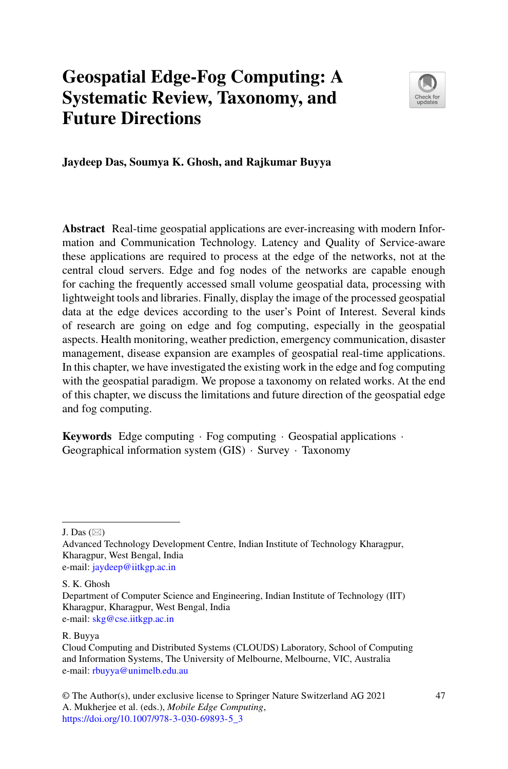# Geospatial Edge-Fog Computing: A Systematic Review, Taxonomy, and Future Directions

**Jaydeep Das, Soumya K. Ghosh, and Rajkumar Buyya**

**Abstract** Real-time geospatial applications are ever-increasing with modern Information and Communication Technology. Latency and Quality of Service-aware these applications are required to process at the edge of the networks, not at the central cloud servers. Edge and fog nodes of the networks are capable enough for caching the frequently accessed small volume geospatial data, processing with lightweight tools and libraries. Finally, display the image of the processed geospatial data at the edge devices according to the user's Point of Interest. Several kinds of research are going on edge and fog computing, especially in the geospatial aspects. Health monitoring, weather prediction, emergency communication, disaster management, disease expansion are examples of geospatial real-time applications. In this chapter, we have investigated the existing work in the edge and fog computing with the geospatial paradigm. We propose a taxonomy on related works. At the end of this chapter, we discuss the limitations and future direction of the geospatial edge and fog computing.

**Keywords** Edge computing · Fog computing · Geospatial applications · Geographical information system (GIS) · Survey · Taxonomy

---

J. Das (✉)
Advanced Technology Development Centre, Indian Institute of Technology Kharagpur, Kharagpur, West Bengal, India
e-mail: jaydeep@iitkgp.ac.in

S. K. Ghosh
Department of Computer Science and Engineering, Indian Institute of Technology (IIT) Kharagpur, Kharagpur, West Bengal, India
e-mail: skg@cse.iitkgp.ac.in

R. Buyya
Cloud Computing and Distributed Systems (CLOUDS) Laboratory, School of Computing and Information Systems, The University of Melbourne, Melbourne, VIC, Australia
e-mail: rbuyya@unimelb.edu.au

© The Author(s), under exclusive license to Springer Nature Switzerland AG 2021
A. Mukherjee et al. (eds.), *Mobile Edge Computing*,
https://doi.org/10.1007/978-3-030-69893-5_3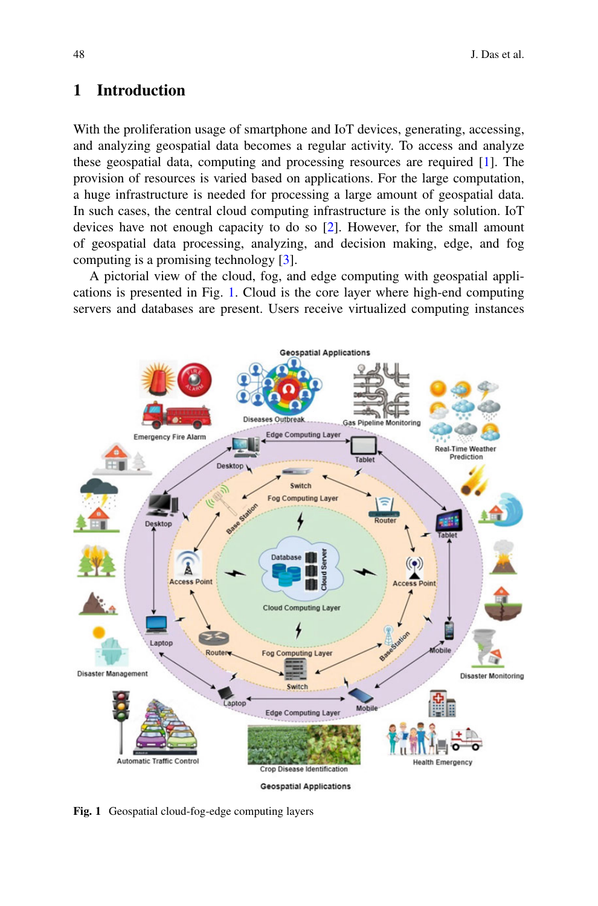## 1 Introduction

With the proliferation usage of smartphone and IoT devices, generating, accessing, and analyzing geospatial data becomes a regular activity. To access and analyze these geospatial data, computing and processing resources are required [1]. The provision of resources is varied based on applications. For the large computation, a huge infrastructure is needed for processing a large amount of geospatial data. In such cases, the central cloud computing infrastructure is the only solution. IoT devices have not enough capacity to do so [2]. However, for the small amount of geospatial data processing, analyzing, and decision making, edge, and fog computing is a promising technology [3].

A pictorial view of the cloud, fog, and edge computing with geospatial applications is presented in Fig. 1. Cloud is the core layer where high-end computing servers and databases are present. Users receive virtualized computing instances

**Fig. 1** Geospatial cloud-fog-edge computing layers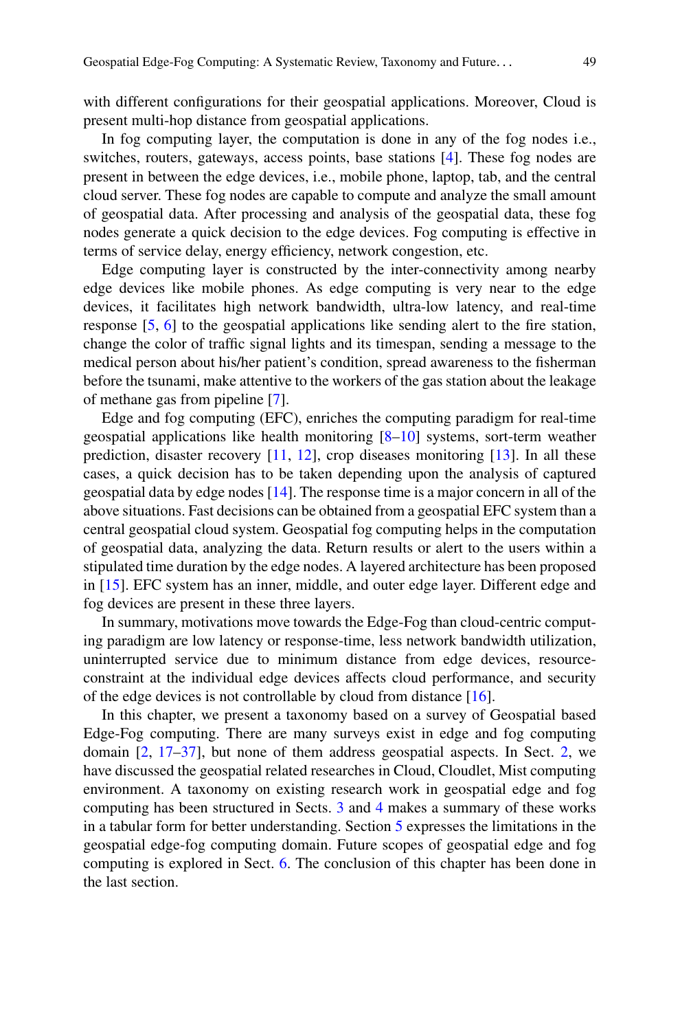with different configurations for their geospatial applications. Moreover, Cloud is present multi-hop distance from geospatial applications.

In fog computing layer, the computation is done in any of the fog nodes i.e., switches, routers, gateways, access points, base stations [4]. These fog nodes are present in between the edge devices, i.e., mobile phone, laptop, tab, and the central cloud server. These fog nodes are capable to compute and analyze the small amount of geospatial data. After processing and analysis of the geospatial data, these fog nodes generate a quick decision to the edge devices. Fog computing is effective in terms of service delay, energy efficiency, network congestion, etc.

Edge computing layer is constructed by the inter-connectivity among nearby edge devices like mobile phones. As edge computing is very near to the edge devices, it facilitates high network bandwidth, ultra-low latency, and real-time response [5, 6] to the geospatial applications like sending alert to the fire station, change the color of traffic signal lights and its timespan, sending a message to the medical person about his/her patient's condition, spread awareness to the fisherman before the tsunami, make attentive to the workers of the gas station about the leakage of methane gas from pipeline [7].

Edge and fog computing (EFC), enriches the computing paradigm for real-time geospatial applications like health monitoring [8–10] systems, sort-term weather prediction, disaster recovery [11, 12], crop diseases monitoring [13]. In all these cases, a quick decision has to be taken depending upon the analysis of captured geospatial data by edge nodes [14]. The response time is a major concern in all of the above situations. Fast decisions can be obtained from a geospatial EFC system than a central geospatial cloud system. Geospatial fog computing helps in the computation of geospatial data, analyzing the data. Return results or alert to the users within a stipulated time duration by the edge nodes. A layered architecture has been proposed in [15]. EFC system has an inner, middle, and outer edge layer. Different edge and fog devices are present in these three layers.

In summary, motivations move towards the Edge-Fog than cloud-centric computing paradigm are low latency or response-time, less network bandwidth utilization, uninterrupted service due to minimum distance from edge devices, resource-constraint at the individual edge devices affects cloud performance, and security of the edge devices is not controllable by cloud from distance [16].

In this chapter, we present a taxonomy based on a survey of Geospatial based Edge-Fog computing. There are many surveys exist in edge and fog computing domain [2, 17–37], but none of them address geospatial aspects. In Sect. 2, we have discussed the geospatial related researches in Cloud, Cloudlet, Mist computing environment. A taxonomy on existing research work in geospatial edge and fog computing has been structured in Sects. 3 and 4 makes a summary of these works in a tabular form for better understanding. Section 5 expresses the limitations in the geospatial edge-fog computing domain. Future scopes of geospatial edge and fog computing is explored in Sect. 6. The conclusion of this chapter has been done in the last section.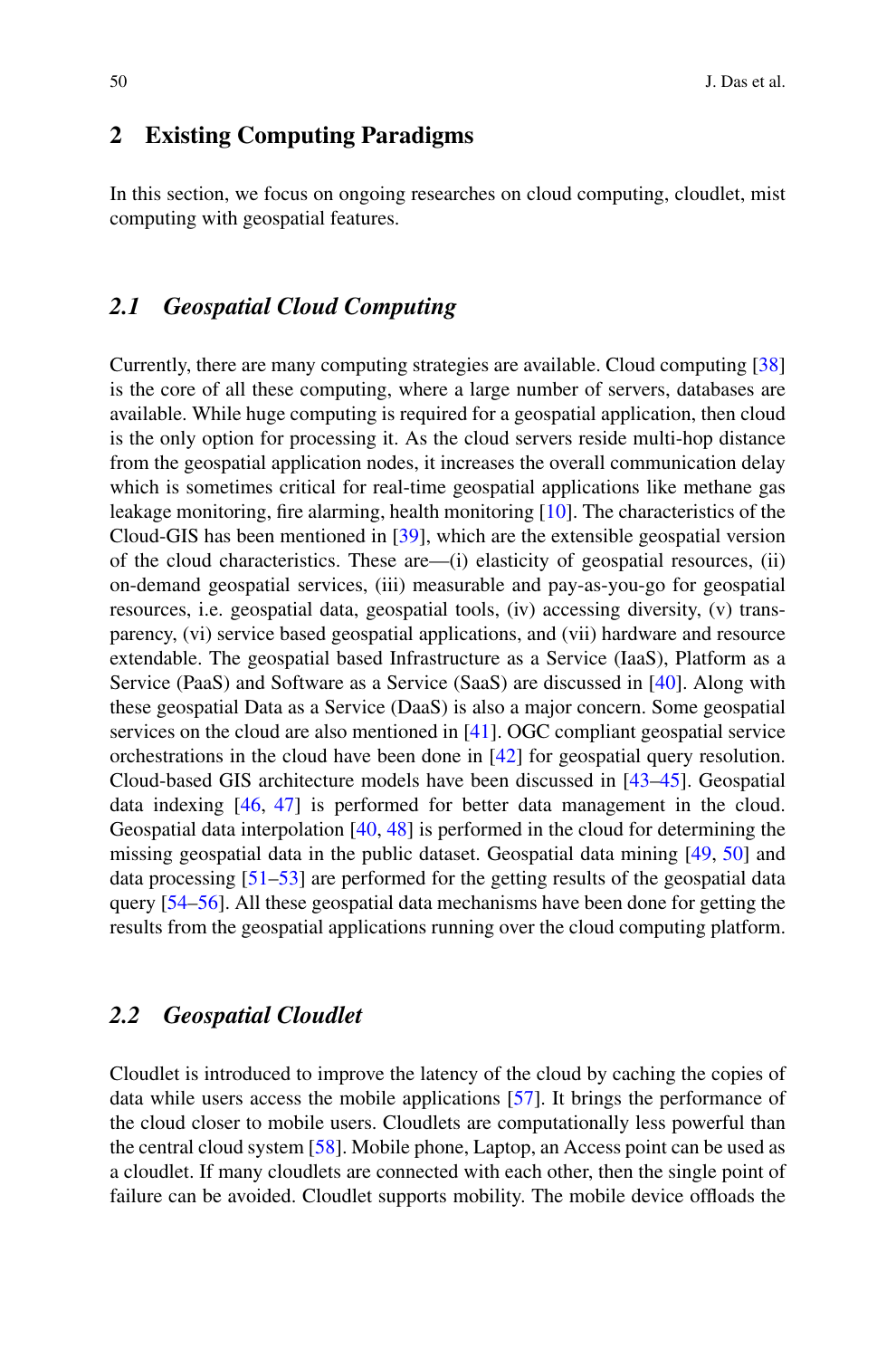## 2 Existing Computing Paradigms

In this section, we focus on ongoing researches on cloud computing, cloudlet, mist computing with geospatial features.

### *2.1 Geospatial Cloud Computing*

Currently, there are many computing strategies are available. Cloud computing [38] is the core of all these computing, where a large number of servers, databases are available. While huge computing is required for a geospatial application, then cloud is the only option for processing it. As the cloud servers reside multi-hop distance from the geospatial application nodes, it increases the overall communication delay which is sometimes critical for real-time geospatial applications like methane gas leakage monitoring, fire alarming, health monitoring [10]. The characteristics of the Cloud-GIS has been mentioned in [39], which are the extensible geospatial version of the cloud characteristics. These are—(i) elasticity of geospatial resources, (ii) on-demand geospatial services, (iii) measurable and pay-as-you-go for geospatial resources, i.e. geospatial data, geospatial tools, (iv) accessing diversity, (v) transparency, (vi) service based geospatial applications, and (vii) hardware and resource extendable. The geospatial based Infrastructure as a Service (IaaS), Platform as a Service (PaaS) and Software as a Service (SaaS) are discussed in [40]. Along with these geospatial Data as a Service (DaaS) is also a major concern. Some geospatial services on the cloud are also mentioned in [41]. OGC compliant geospatial service orchestrations in the cloud have been done in [42] for geospatial query resolution. Cloud-based GIS architecture models have been discussed in [43–45]. Geospatial data indexing [46, 47] is performed for better data management in the cloud. Geospatial data interpolation [40, 48] is performed in the cloud for determining the missing geospatial data in the public dataset. Geospatial data mining [49, 50] and data processing [51–53] are performed for the getting results of the geospatial data query [54–56]. All these geospatial data mechanisms have been done for getting the results from the geospatial applications running over the cloud computing platform.

### *2.2 Geospatial Cloudlet*

Cloudlet is introduced to improve the latency of the cloud by caching the copies of data while users access the mobile applications [57]. It brings the performance of the cloud closer to mobile users. Cloudlets are computationally less powerful than the central cloud system [58]. Mobile phone, Laptop, an Access point can be used as a cloudlet. If many cloudlets are connected with each other, then the single point of failure can be avoided. Cloudlet supports mobility. The mobile device offloads the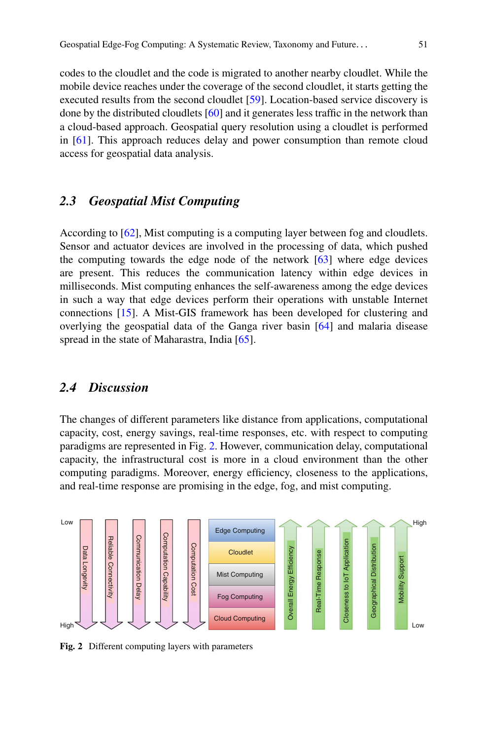codes to the cloudlet and the code is migrated to another nearby cloudlet. While the mobile device reaches under the coverage of the second cloudlet, it starts getting the executed results from the second cloudlet [59]. Location-based service discovery is done by the distributed cloudlets [60] and it generates less traffic in the network than a cloud-based approach. Geospatial query resolution using a cloudlet is performed in [61]. This approach reduces delay and power consumption than remote cloud access for geospatial data analysis.

## *2.3 Geospatial Mist Computing*

According to [62], Mist computing is a computing layer between fog and cloudlets. Sensor and actuator devices are involved in the processing of data, which pushed the computing towards the edge node of the network [63] where edge devices are present. This reduces the communication latency within edge devices in milliseconds. Mist computing enhances the self-awareness among the edge devices in such a way that edge devices perform their operations with unstable Internet connections [15]. A Mist-GIS framework has been developed for clustering and overlying the geospatial data of the Ganga river basin [64] and malaria disease spread in the state of Maharashtra, India [65].

## *2.4 Discussion*

The changes of different parameters like distance from applications, computational capacity, cost, energy savings, real-time responses, etc. with respect to computing paradigms are represented in Fig. 2. However, communication delay, computational capacity, the infrastructural cost is more in a cloud environment than the other computing paradigms. Moreover, energy efficiency, closeness to the applications, and real-time response are promising in the edge, fog, and mist computing.

Low | Data Longevity | Reliable Connectivity | Communication Delay | Computation Capability | Computation Cost | High

Edge Computing
Cloudlet
Mist Computing
Fog Computing
Cloud Computing

High | Overall Energy Efficiency | Real-Time Response | Closeness to IoT Application | Geographical Distribution | Mobility Support | Low

**Fig. 2** Different computing layers with parameters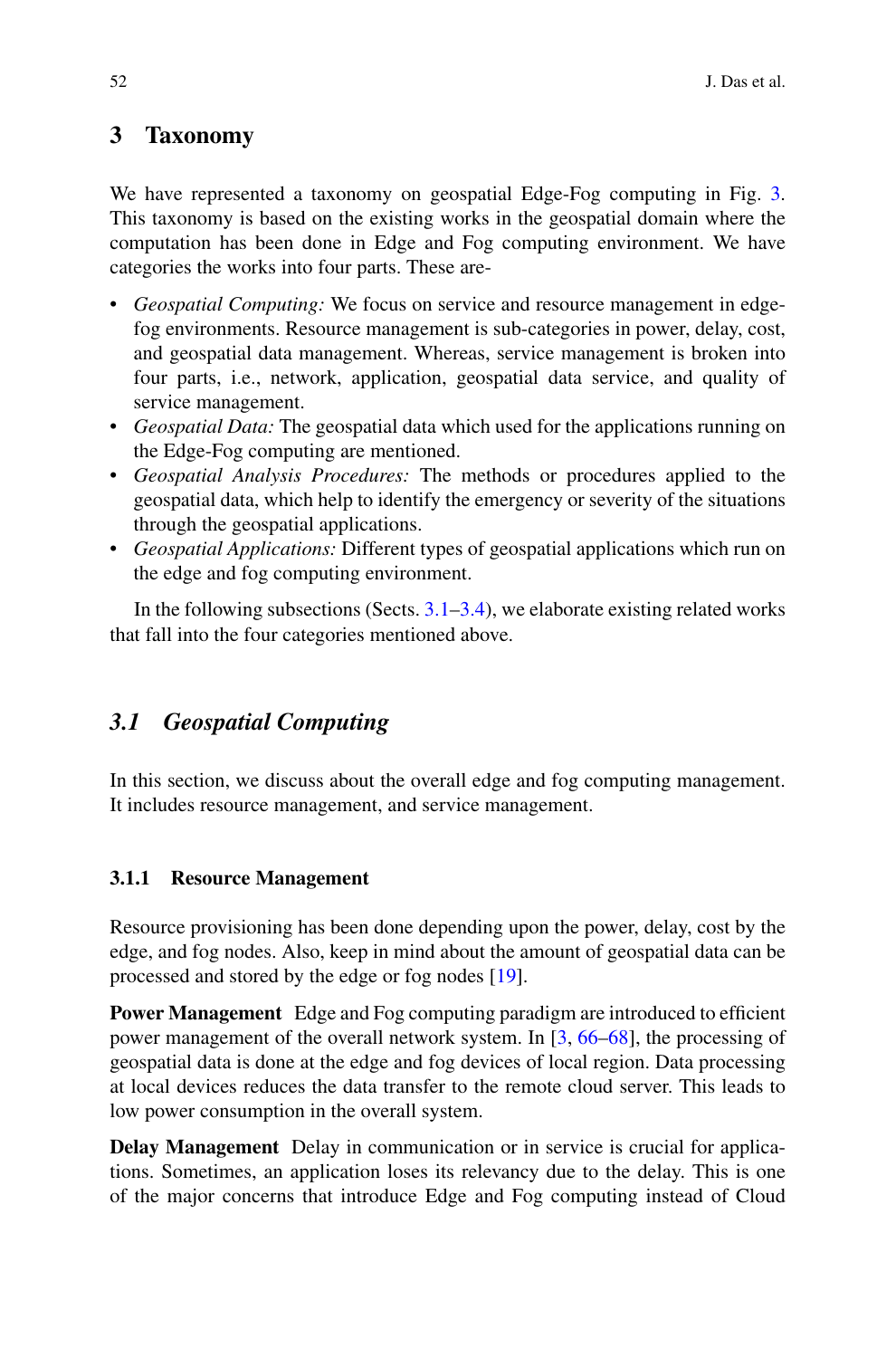## 3 Taxonomy

We have represented a taxonomy on geospatial Edge-Fog computing in Fig. 3. This taxonomy is based on the existing works in the geospatial domain where the computation has been done in Edge and Fog computing environment. We have categories the works into four parts. These are-

- *Geospatial Computing:* We focus on service and resource management in edge-fog environments. Resource management is sub-categories in power, delay, cost, and geospatial data management. Whereas, service management is broken into four parts, i.e., network, application, geospatial data service, and quality of service management.
- *Geospatial Data:* The geospatial data which used for the applications running on the Edge-Fog computing are mentioned.
- *Geospatial Analysis Procedures:* The methods or procedures applied to the geospatial data, which help to identify the emergency or severity of the situations through the geospatial applications.
- *Geospatial Applications:* Different types of geospatial applications which run on the edge and fog computing environment.

In the following subsections (Sects. 3.1–3.4), we elaborate existing related works that fall into the four categories mentioned above.

### 3.1 Geospatial Computing

In this section, we discuss about the overall edge and fog computing management. It includes resource management, and service management.

#### 3.1.1 Resource Management

Resource provisioning has been done depending upon the power, delay, cost by the edge, and fog nodes. Also, keep in mind about the amount of geospatial data can be processed and stored by the edge or fog nodes [19].

**Power Management** Edge and Fog computing paradigm are introduced to efficient power management of the overall network system. In [3, 66–68], the processing of geospatial data is done at the edge and fog devices of local region. Data processing at local devices reduces the data transfer to the remote cloud server. This leads to low power consumption in the overall system.

**Delay Management** Delay in communication or in service is crucial for applications. Sometimes, an application loses its relevancy due to the delay. This is one of the major concerns that introduce Edge and Fog computing instead of Cloud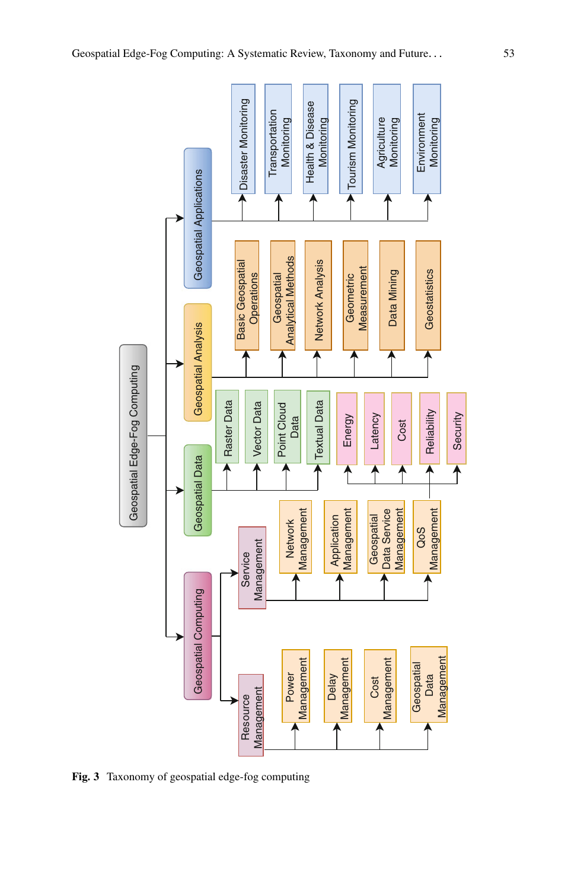- Geospatial Edge-Fog Computing
  - Geospatial Computing
    - Resource Management
      - Power Management
      - Delay Management
      - Cost Management
      - Geospatial Data Management
    - Service Management
      - Network Management
      - Application Management
      - Geospatial Data Service Management
      - QoS Management
        - Energy
        - Latency
        - Cost
        - Reliability
        - Security
  - Geospatial Data
    - Raster Data
    - Vector Data
    - Point Cloud Data
    - Textual Data
  - Geospatial Analysis
    - Basic Geospatial Operations
    - Geospatial Analytical Methods
    - Network Analysis
    - Geometric Measurement
    - Data Mining
    - Geostatistics
  - Geospatial Applications
    - Disaster Monitoring
    - Transportation Monitoring
    - Health & Disease Monitoring
    - Tourism Monitoring
    - Agriculture Monitoring
    - Environment Monitoring

**Fig. 3** Taxonomy of geospatial edge-fog computing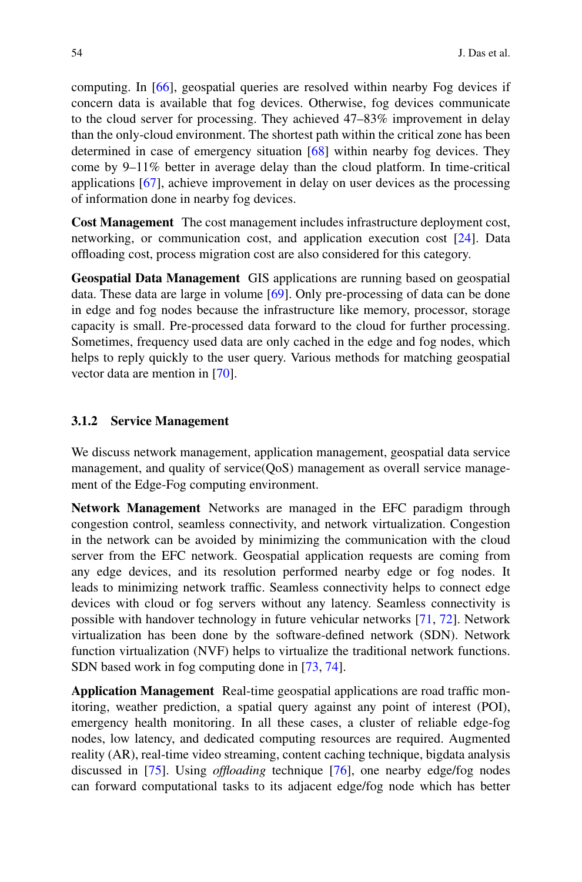computing. In [66], geospatial queries are resolved within nearby Fog devices if concern data is available that fog devices. Otherwise, fog devices communicate to the cloud server for processing. They achieved 47–83% improvement in delay than the only-cloud environment. The shortest path within the critical zone has been determined in case of emergency situation [68] within nearby fog devices. They come by 9–11% better in average delay than the cloud platform. In time-critical applications [67], achieve improvement in delay on user devices as the processing of information done in nearby fog devices.

**Cost Management** The cost management includes infrastructure deployment cost, networking, or communication cost, and application execution cost [24]. Data offloading cost, process migration cost are also considered for this category.

**Geospatial Data Management** GIS applications are running based on geospatial data. These data are large in volume [69]. Only pre-processing of data can be done in edge and fog nodes because the infrastructure like memory, processor, storage capacity is small. Pre-processed data forward to the cloud for further processing. Sometimes, frequency used data are only cached in the edge and fog nodes, which helps to reply quickly to the user query. Various methods for matching geospatial vector data are mention in [70].

### 3.1.2 Service Management

We discuss network management, application management, geospatial data service management, and quality of service(QoS) management as overall service management of the Edge-Fog computing environment.

**Network Management** Networks are managed in the EFC paradigm through congestion control, seamless connectivity, and network virtualization. Congestion in the network can be avoided by minimizing the communication with the cloud server from the EFC network. Geospatial application requests are coming from any edge devices, and its resolution performed nearby edge or fog nodes. It leads to minimizing network traffic. Seamless connectivity helps to connect edge devices with cloud or fog servers without any latency. Seamless connectivity is possible with handover technology in future vehicular networks [71, 72]. Network virtualization has been done by the software-defined network (SDN). Network function virtualization (NVF) helps to virtualize the traditional network functions. SDN based work in fog computing done in [73, 74].

**Application Management** Real-time geospatial applications are road traffic monitoring, weather prediction, a spatial query against any point of interest (POI), emergency health monitoring. In all these cases, a cluster of reliable edge-fog nodes, low latency, and dedicated computing resources are required. Augmented reality (AR), real-time video streaming, content caching technique, bigdata analysis discussed in [75]. Using *offloading* technique [76], one nearby edge/fog nodes can forward computational tasks to its adjacent edge/fog node which has better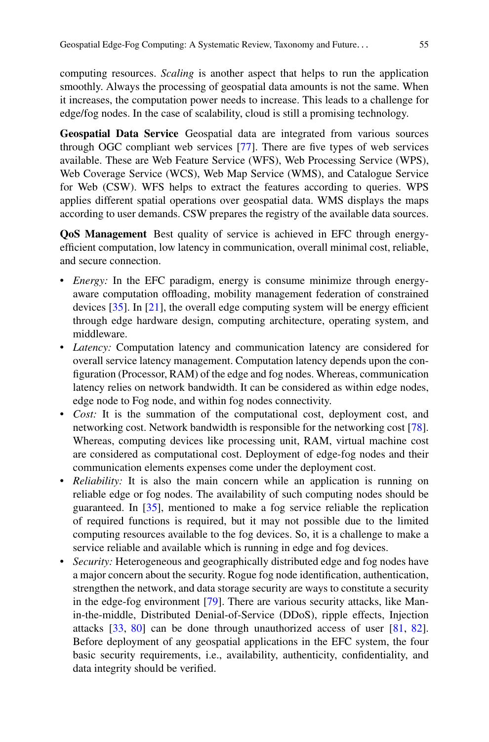computing resources. *Scaling* is another aspect that helps to run the application smoothly. Always the processing of geospatial data amounts is not the same. When it increases, the computation power needs to increase. This leads to a challenge for edge/fog nodes. In the case of scalability, cloud is still a promising technology.

**Geospatial Data Service** Geospatial data are integrated from various sources through OGC compliant web services [77]. There are five types of web services available. These are Web Feature Service (WFS), Web Processing Service (WPS), Web Coverage Service (WCS), Web Map Service (WMS), and Catalogue Service for Web (CSW). WFS helps to extract the features according to queries. WPS applies different spatial operations over geospatial data. WMS displays the maps according to user demands. CSW prepares the registry of the available data sources.

**QoS Management** Best quality of service is achieved in EFC through energy-efficient computation, low latency in communication, overall minimal cost, reliable, and secure connection.

- *Energy:* In the EFC paradigm, energy is consume minimize through energy-aware computation offloading, mobility management federation of constrained devices [35]. In [21], the overall edge computing system will be energy efficient through edge hardware design, computing architecture, operating system, and middleware.
- *Latency:* Computation latency and communication latency are considered for overall service latency management. Computation latency depends upon the configuration (Processor, RAM) of the edge and fog nodes. Whereas, communication latency relies on network bandwidth. It can be considered as within edge nodes, edge node to Fog node, and within fog nodes connectivity.
- *Cost:* It is the summation of the computational cost, deployment cost, and networking cost. Network bandwidth is responsible for the networking cost [78]. Whereas, computing devices like processing unit, RAM, virtual machine cost are considered as computational cost. Deployment of edge-fog nodes and their communication elements expenses come under the deployment cost.
- *Reliability:* It is also the main concern while an application is running on reliable edge or fog nodes. The availability of such computing nodes should be guaranteed. In [35], mentioned to make a fog service reliable the replication of required functions is required, but it may not possible due to the limited computing resources available to the fog devices. So, it is a challenge to make a service reliable and available which is running in edge and fog devices.
- *Security:* Heterogeneous and geographically distributed edge and fog nodes have a major concern about the security. Rogue fog node identification, authentication, strengthen the network, and data storage security are ways to constitute a security in the edge-fog environment [79]. There are various security attacks, like Man-in-the-middle, Distributed Denial-of-Service (DDoS), ripple effects, Injection attacks [33, 80] can be done through unauthorized access of user [81, 82]. Before deployment of any geospatial applications in the EFC system, the four basic security requirements, i.e., availability, authenticity, confidentiality, and data integrity should be verified.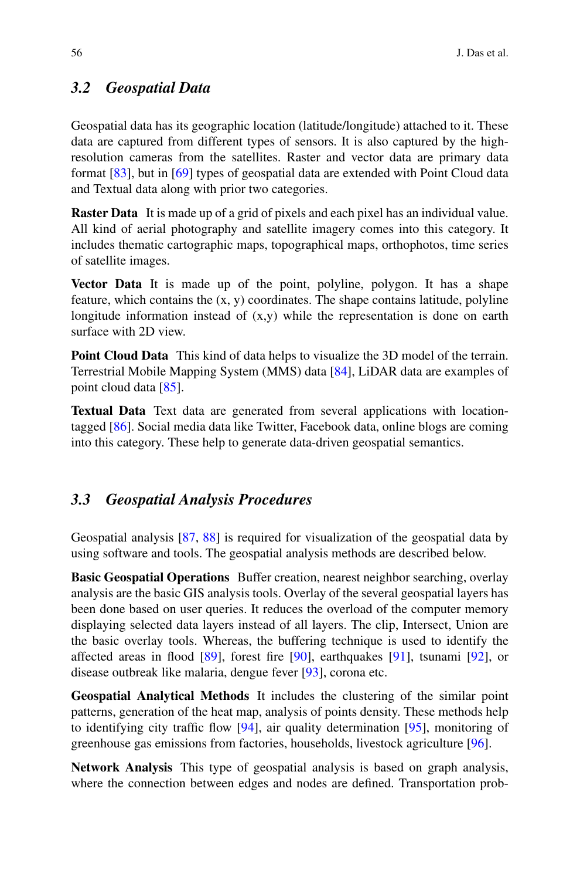## 3.2 Geospatial Data

Geospatial data has its geographic location (latitude/longitude) attached to it. These data are captured from different types of sensors. It is also captured by the high-resolution cameras from the satellites. Raster and vector data are primary data format [83], but in [69] types of geospatial data are extended with Point Cloud data and Textual data along with prior two categories.

**Raster Data** It is made up of a grid of pixels and each pixel has an individual value. All kind of aerial photography and satellite imagery comes into this category. It includes thematic cartographic maps, topographical maps, orthophotos, time series of satellite images.

**Vector Data** It is made up of the point, polyline, polygon. It has a shape feature, which contains the (x, y) coordinates. The shape contains latitude, polyline longitude information instead of (x,y) while the representation is done on earth surface with 2D view.

**Point Cloud Data** This kind of data helps to visualize the 3D model of the terrain. Terrestrial Mobile Mapping System (MMS) data [84], LiDAR data are examples of point cloud data [85].

**Textual Data** Text data are generated from several applications with location-tagged [86]. Social media data like Twitter, Facebook data, online blogs are coming into this category. These help to generate data-driven geospatial semantics.

## 3.3 Geospatial Analysis Procedures

Geospatial analysis [87, 88] is required for visualization of the geospatial data by using software and tools. The geospatial analysis methods are described below.

**Basic Geospatial Operations** Buffer creation, nearest neighbor searching, overlay analysis are the basic GIS analysis tools. Overlay of the several geospatial layers has been done based on user queries. It reduces the overload of the computer memory displaying selected data layers instead of all layers. The clip, Intersect, Union are the basic overlay tools. Whereas, the buffering technique is used to identify the affected areas in flood [89], forest fire [90], earthquakes [91], tsunami [92], or disease outbreak like malaria, dengue fever [93], corona etc.

**Geospatial Analytical Methods** It includes the clustering of the similar point patterns, generation of the heat map, analysis of points density. These methods help to identifying city traffic flow [94], air quality determination [95], monitoring of greenhouse gas emissions from factories, households, livestock agriculture [96].

**Network Analysis** This type of geospatial analysis is based on graph analysis, where the connection between edges and nodes are defined. Transportation prob-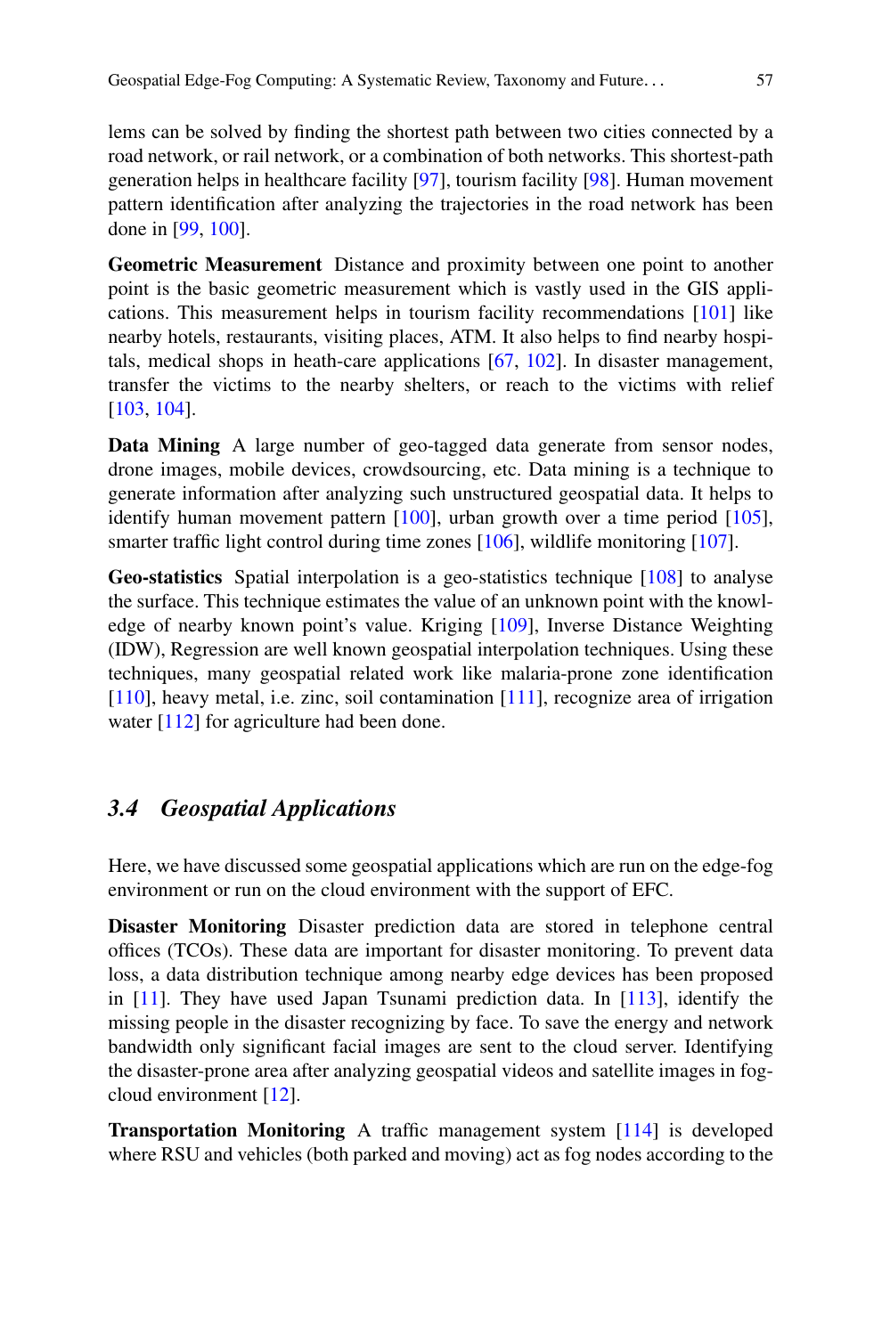lems can be solved by finding the shortest path between two cities connected by a road network, or rail network, or a combination of both networks. This shortest-path generation helps in healthcare facility [97], tourism facility [98]. Human movement pattern identification after analyzing the trajectories in the road network has been done in [99, 100].

**Geometric Measurement** Distance and proximity between one point to another point is the basic geometric measurement which is vastly used in the GIS applications. This measurement helps in tourism facility recommendations [101] like nearby hotels, restaurants, visiting places, ATM. It also helps to find nearby hospitals, medical shops in heath-care applications [67, 102]. In disaster management, transfer the victims to the nearby shelters, or reach to the victims with relief [103, 104].

**Data Mining** A large number of geo-tagged data generate from sensor nodes, drone images, mobile devices, crowdsourcing, etc. Data mining is a technique to generate information after analyzing such unstructured geospatial data. It helps to identify human movement pattern [100], urban growth over a time period [105], smarter traffic light control during time zones [106], wildlife monitoring [107].

**Geo-statistics** Spatial interpolation is a geo-statistics technique [108] to analyse the surface. This technique estimates the value of an unknown point with the knowledge of nearby known point's value. Kriging [109], Inverse Distance Weighting (IDW), Regression are well known geospatial interpolation techniques. Using these techniques, many geospatial related work like malaria-prone zone identification [110], heavy metal, i.e. zinc, soil contamination [111], recognize area of irrigation water [112] for agriculture had been done.

### *3.4 Geospatial Applications*

Here, we have discussed some geospatial applications which are run on the edge-fog environment or run on the cloud environment with the support of EFC.

**Disaster Monitoring** Disaster prediction data are stored in telephone central offices (TCOs). These data are important for disaster monitoring. To prevent data loss, a data distribution technique among nearby edge devices has been proposed in [11]. They have used Japan Tsunami prediction data. In [113], identify the missing people in the disaster recognizing by face. To save the energy and network bandwidth only significant facial images are sent to the cloud server. Identifying the disaster-prone area after analyzing geospatial videos and satellite images in fog-cloud environment [12].

**Transportation Monitoring** A traffic management system [114] is developed where RSU and vehicles (both parked and moving) act as fog nodes according to the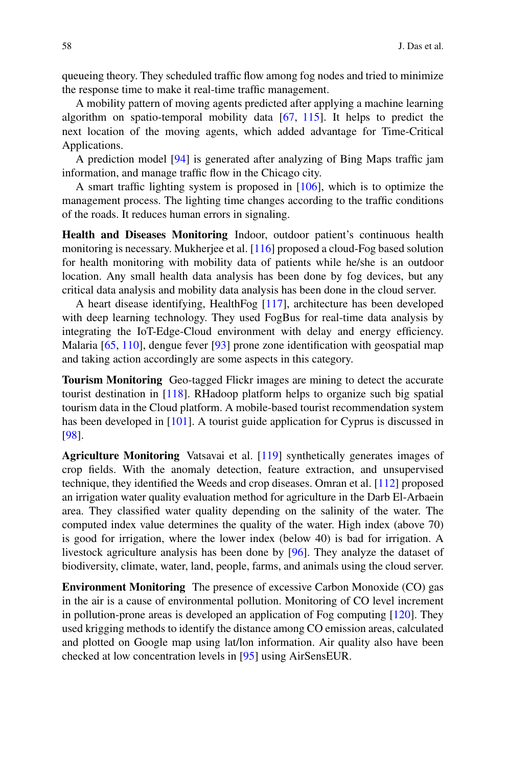queueing theory. They scheduled traffic flow among fog nodes and tried to minimize the response time to make it real-time traffic management.

A mobility pattern of moving agents predicted after applying a machine learning algorithm on spatio-temporal mobility data [67, 115]. It helps to predict the next location of the moving agents, which added advantage for Time-Critical Applications.

A prediction model [94] is generated after analyzing of Bing Maps traffic jam information, and manage traffic flow in the Chicago city.

A smart traffic lighting system is proposed in [106], which is to optimize the management process. The lighting time changes according to the traffic conditions of the roads. It reduces human errors in signaling.

**Health and Diseases Monitoring** Indoor, outdoor patient's continuous health monitoring is necessary. Mukherjee et al. [116] proposed a cloud-Fog based solution for health monitoring with mobility data of patients while he/she is an outdoor location. Any small health data analysis has been done by fog devices, but any critical data analysis and mobility data analysis has been done in the cloud server.

A heart disease identifying, HealthFog [117], architecture has been developed with deep learning technology. They used FogBus for real-time data analysis by integrating the IoT-Edge-Cloud environment with delay and energy efficiency. Malaria [65, 110], dengue fever [93] prone zone identification with geospatial map and taking action accordingly are some aspects in this category.

**Tourism Monitoring** Geo-tagged Flickr images are mining to detect the accurate tourist destination in [118]. RHadoop platform helps to organize such big spatial tourism data in the Cloud platform. A mobile-based tourist recommendation system has been developed in [101]. A tourist guide application for Cyprus is discussed in [98].

**Agriculture Monitoring** Vatsavai et al. [119] synthetically generates images of crop fields. With the anomaly detection, feature extraction, and unsupervised technique, they identified the Weeds and crop diseases. Omran et al. [112] proposed an irrigation water quality evaluation method for agriculture in the Darb El-Arbaein area. They classified water quality depending on the salinity of the water. The computed index value determines the quality of the water. High index (above 70) is good for irrigation, where the lower index (below 40) is bad for irrigation. A livestock agriculture analysis has been done by [96]. They analyze the dataset of biodiversity, climate, water, land, people, farms, and animals using the cloud server.

**Environment Monitoring** The presence of excessive Carbon Monoxide (CO) gas in the air is a cause of environmental pollution. Monitoring of CO level increment in pollution-prone areas is developed an application of Fog computing [120]. They used krigging methods to identify the distance among CO emission areas, calculated and plotted on Google map using lat/lon information. Air quality also have been checked at low concentration levels in [95] using AirSensEUR.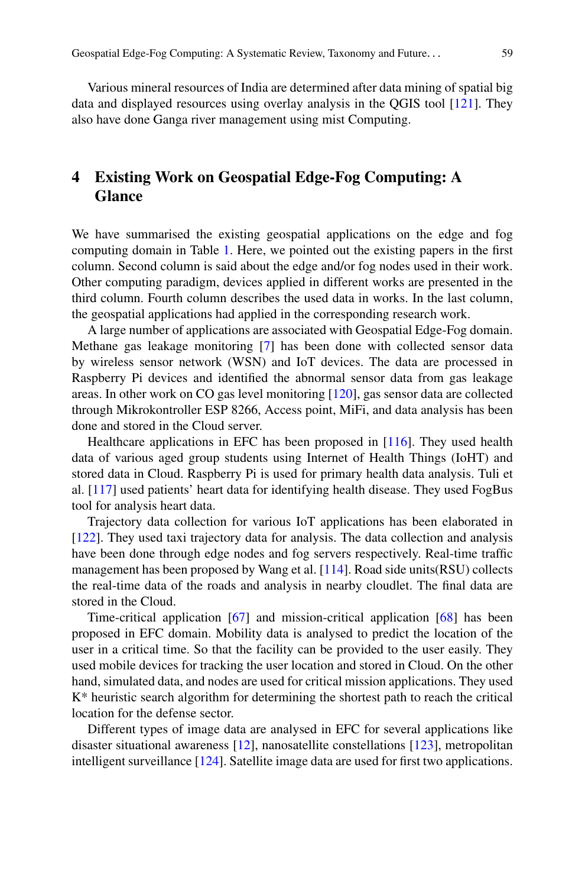Various mineral resources of India are determined after data mining of spatial big data and displayed resources using overlay analysis in the QGIS tool [121]. They also have done Ganga river management using mist Computing.

## 4 Existing Work on Geospatial Edge-Fog Computing: A Glance

We have summarised the existing geospatial applications on the edge and fog computing domain in Table 1. Here, we pointed out the existing papers in the first column. Second column is said about the edge and/or fog nodes used in their work. Other computing paradigm, devices applied in different works are presented in the third column. Fourth column describes the used data in works. In the last column, the geospatial applications had applied in the corresponding research work.

A large number of applications are associated with Geospatial Edge-Fog domain. Methane gas leakage monitoring [7] has been done with collected sensor data by wireless sensor network (WSN) and IoT devices. The data are processed in Raspberry Pi devices and identified the abnormal sensor data from gas leakage areas. In other work on CO gas level monitoring [120], gas sensor data are collected through Mikrokontroller ESP 8266, Access point, MiFi, and data analysis has been done and stored in the Cloud server.

Healthcare applications in EFC has been proposed in [116]. They used health data of various aged group students using Internet of Health Things (IoHT) and stored data in Cloud. Raspberry Pi is used for primary health data analysis. Tuli et al. [117] used patients' heart data for identifying health disease. They used FogBus tool for analysis heart data.

Trajectory data collection for various IoT applications has been elaborated in [122]. They used taxi trajectory data for analysis. The data collection and analysis have been done through edge nodes and fog servers respectively. Real-time traffic management has been proposed by Wang et al. [114]. Road side units(RSU) collects the real-time data of the roads and analysis in nearby cloudlet. The final data are stored in the Cloud.

Time-critical application [67] and mission-critical application [68] has been proposed in EFC domain. Mobility data is analysed to predict the location of the user in a critical time. So that the facility can be provided to the user easily. They used mobile devices for tracking the user location and stored in Cloud. On the other hand, simulated data, and nodes are used for critical mission applications. They used K* heuristic search algorithm for determining the shortest path to reach the critical location for the defense sector.

Different types of image data are analysed in EFC for several applications like disaster situational awareness [12], nanosatellite constellations [123], metropolitan intelligent surveillance [124]. Satellite image data are used for first two applications.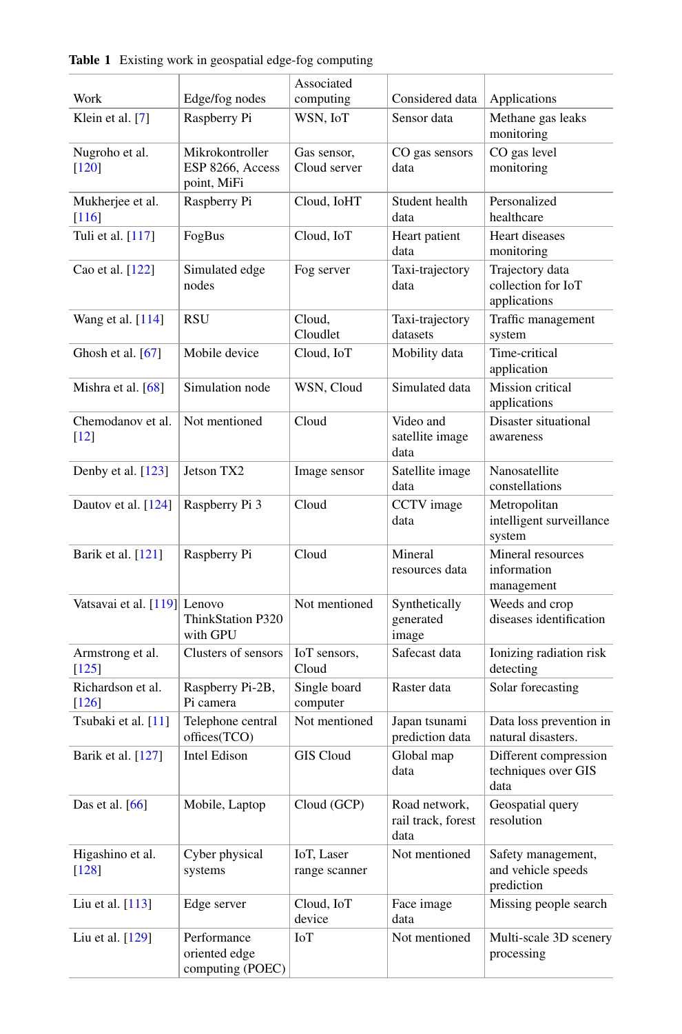**Table 1** Existing work in geospatial edge-fog computing

| Work | Edge/fog nodes | Associated computing | Considered data | Applications |
|---|---|---|---|---|
| Klein et al. [7] | Raspberry Pi | WSN, IoT | Sensor data | Methane gas leaks monitoring |
| Nugroho et al. [120] | Mikrokontroller ESP 8266, Access point, MiFi | Gas sensor, Cloud server | CO gas sensors data | CO gas level monitoring |
| Mukherjee et al. [116] | Raspberry Pi | Cloud, IoHT | Student health data | Personalized healthcare |
| Tuli et al. [117] | FogBus | Cloud, IoT | Heart patient data | Heart diseases monitoring |
| Cao et al. [122] | Simulated edge nodes | Fog server | Taxi-trajectory data | Trajectory data collection for IoT applications |
| Wang et al. [114] | RSU | Cloud, Cloudlet | Taxi-trajectory datasets | Traffic management system |
| Ghosh et al. [67] | Mobile device | Cloud, IoT | Mobility data | Time-critical application |
| Mishra et al. [68] | Simulation node | WSN, Cloud | Simulated data | Mission critical applications |
| Chemodanov et al. [12] | Not mentioned | Cloud | Video and satellite image data | Disaster situational awareness |
| Denby et al. [123] | Jetson TX2 | Image sensor | Satellite image data | Nanosatellite constellations |
| Dautov et al. [124] | Raspberry Pi 3 | Cloud | CCTV image data | Metropolitan intelligent surveillance system |
| Barik et al. [121] | Raspberry Pi | Cloud | Mineral resources data | Mineral resources information management |
| Vatsavai et al. [119] | Lenovo ThinkStation P320 with GPU | Not mentioned | Synthetically generated image | Weeds and crop diseases identification |
| Armstrong et al. [125] | Clusters of sensors | IoT sensors, Cloud | Safecast data | Ionizing radiation risk detecting |
| Richardson et al. [126] | Raspberry Pi-2B, Pi camera | Single board computer | Raster data | Solar forecasting |
| Tsubaki et al. [11] | Telephone central offices(TCO) | Not mentioned | Japan tsunami prediction data | Data loss prevention in natural disasters. |
| Barik et al. [127] | Intel Edison | GIS Cloud | Global map data | Different compression techniques over GIS data |
| Das et al. [66] | Mobile, Laptop | Cloud (GCP) | Road network, rail track, forest data | Geospatial query resolution |
| Higashino et al. [128] | Cyber physical systems | IoT, Laser range scanner | Not mentioned | Safety management, and vehicle speeds prediction |
| Liu et al. [113] | Edge server | Cloud, IoT device | Face image data | Missing people search |
| Liu et al. [129] | Performance oriented edge computing (POEC) | IoT | Not mentioned | Multi-scale 3D scenery processing |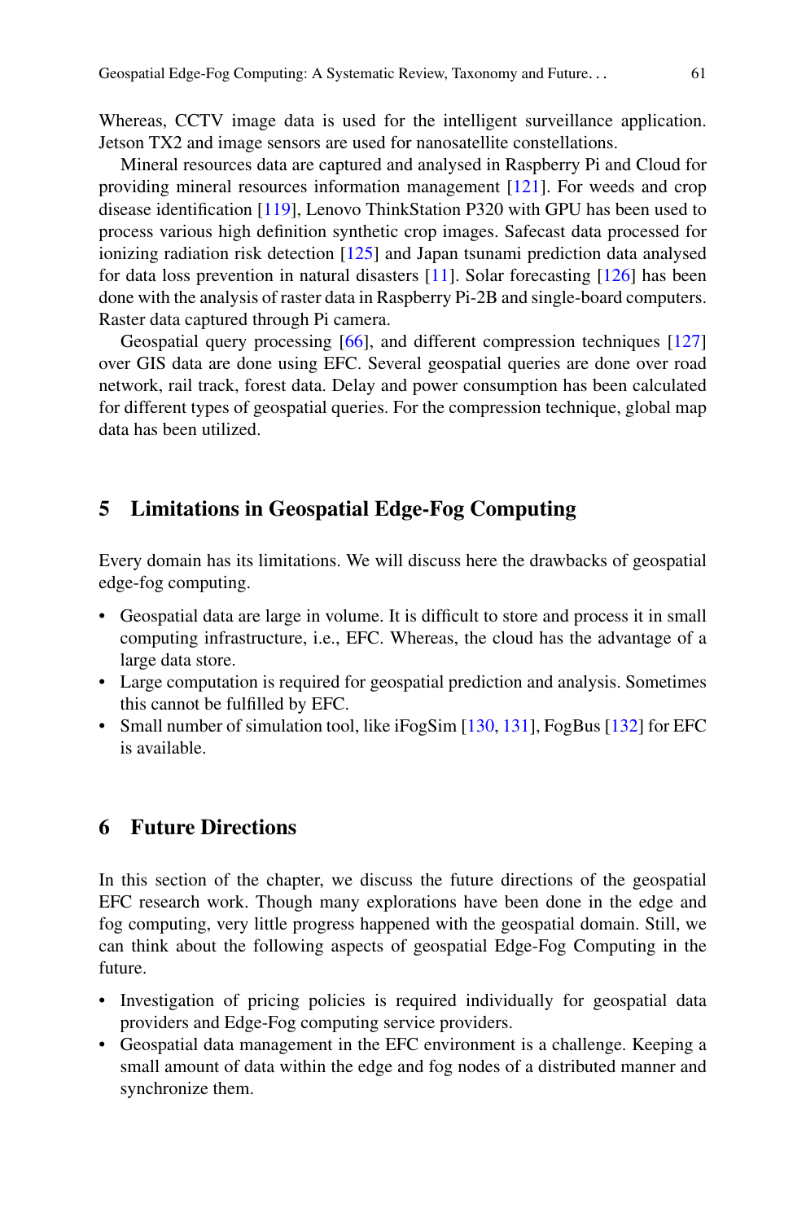Whereas, CCTV image data is used for the intelligent surveillance application. Jetson TX2 and image sensors are used for nanosatellite constellations.

Mineral resources data are captured and analysed in Raspberry Pi and Cloud for providing mineral resources information management [121]. For weeds and crop disease identification [119], Lenovo ThinkStation P320 with GPU has been used to process various high definition synthetic crop images. Safecast data processed for ionizing radiation risk detection [125] and Japan tsunami prediction data analysed for data loss prevention in natural disasters [11]. Solar forecasting [126] has been done with the analysis of raster data in Raspberry Pi-2B and single-board computers. Raster data captured through Pi camera.

Geospatial query processing [66], and different compression techniques [127] over GIS data are done using EFC. Several geospatial queries are done over road network, rail track, forest data. Delay and power consumption has been calculated for different types of geospatial queries. For the compression technique, global map data has been utilized.

## 5 Limitations in Geospatial Edge-Fog Computing

Every domain has its limitations. We will discuss here the drawbacks of geospatial edge-fog computing.

- Geospatial data are large in volume. It is difficult to store and process it in small computing infrastructure, i.e., EFC. Whereas, the cloud has the advantage of a large data store.
- Large computation is required for geospatial prediction and analysis. Sometimes this cannot be fulfilled by EFC.
- Small number of simulation tool, like iFogSim [130, 131], FogBus [132] for EFC is available.

## 6 Future Directions

In this section of the chapter, we discuss the future directions of the geospatial EFC research work. Though many explorations have been done in the edge and fog computing, very little progress happened with the geospatial domain. Still, we can think about the following aspects of geospatial Edge-Fog Computing in the future.

- Investigation of pricing policies is required individually for geospatial data providers and Edge-Fog computing service providers.
- Geospatial data management in the EFC environment is a challenge. Keeping a small amount of data within the edge and fog nodes of a distributed manner and synchronize them.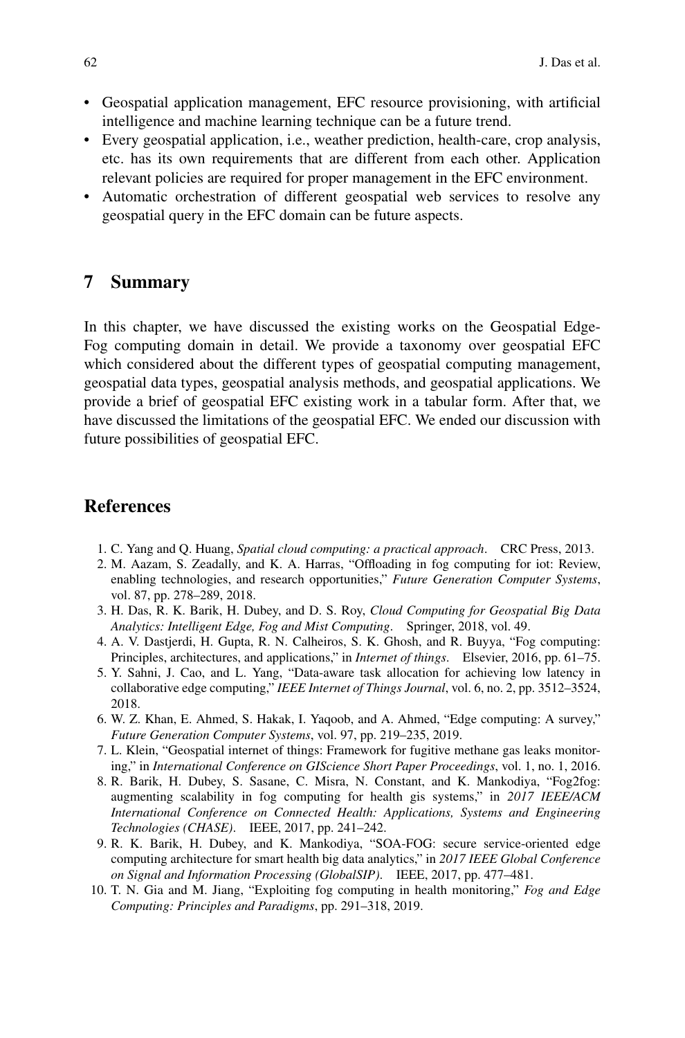- Geospatial application management, EFC resource provisioning, with artificial intelligence and machine learning technique can be a future trend.
- Every geospatial application, i.e., weather prediction, health-care, crop analysis, etc. has its own requirements that are different from each other. Application relevant policies are required for proper management in the EFC environment.
- Automatic orchestration of different geospatial web services to resolve any geospatial query in the EFC domain can be future aspects.

## 7 Summary

In this chapter, we have discussed the existing works on the Geospatial Edge-Fog computing domain in detail. We provide a taxonomy over geospatial EFC which considered about the different types of geospatial computing management, geospatial data types, geospatial analysis methods, and geospatial applications. We provide a brief of geospatial EFC existing work in a tabular form. After that, we have discussed the limitations of the geospatial EFC. We ended our discussion with future possibilities of geospatial EFC.

## References

1. C. Yang and Q. Huang, *Spatial cloud computing: a practical approach*. CRC Press, 2013.
2. M. Aazam, S. Zeadally, and K. A. Harras, "Offloading in fog computing for iot: Review, enabling technologies, and research opportunities," *Future Generation Computer Systems*, vol. 87, pp. 278–289, 2018.
3. H. Das, R. K. Barik, H. Dubey, and D. S. Roy, *Cloud Computing for Geospatial Big Data Analytics: Intelligent Edge, Fog and Mist Computing*. Springer, 2018, vol. 49.
4. A. V. Dastjerdi, H. Gupta, R. N. Calheiros, S. K. Ghosh, and R. Buyya, "Fog computing: Principles, architectures, and applications," in *Internet of things*. Elsevier, 2016, pp. 61–75.
5. Y. Sahni, J. Cao, and L. Yang, "Data-aware task allocation for achieving low latency in collaborative edge computing," *IEEE Internet of Things Journal*, vol. 6, no. 2, pp. 3512–3524, 2018.
6. W. Z. Khan, E. Ahmed, S. Hakak, I. Yaqoob, and A. Ahmed, "Edge computing: A survey," *Future Generation Computer Systems*, vol. 97, pp. 219–235, 2019.
7. L. Klein, "Geospatial internet of things: Framework for fugitive methane gas leaks monitoring," in *International Conference on GIScience Short Paper Proceedings*, vol. 1, no. 1, 2016.
8. R. Barik, H. Dubey, S. Sasane, C. Misra, N. Constant, and K. Mankodiya, "Fog2fog: augmenting scalability in fog computing for health gis systems," in *2017 IEEE/ACM International Conference on Connected Health: Applications, Systems and Engineering Technologies (CHASE)*. IEEE, 2017, pp. 241–242.
9. R. K. Barik, H. Dubey, and K. Mankodiya, "SOA-FOG: secure service-oriented edge computing architecture for smart health big data analytics," in *2017 IEEE Global Conference on Signal and Information Processing (GlobalSIP)*. IEEE, 2017, pp. 477–481.
10. T. N. Gia and M. Jiang, "Exploiting fog computing in health monitoring," *Fog and Edge Computing: Principles and Paradigms*, pp. 291–318, 2019.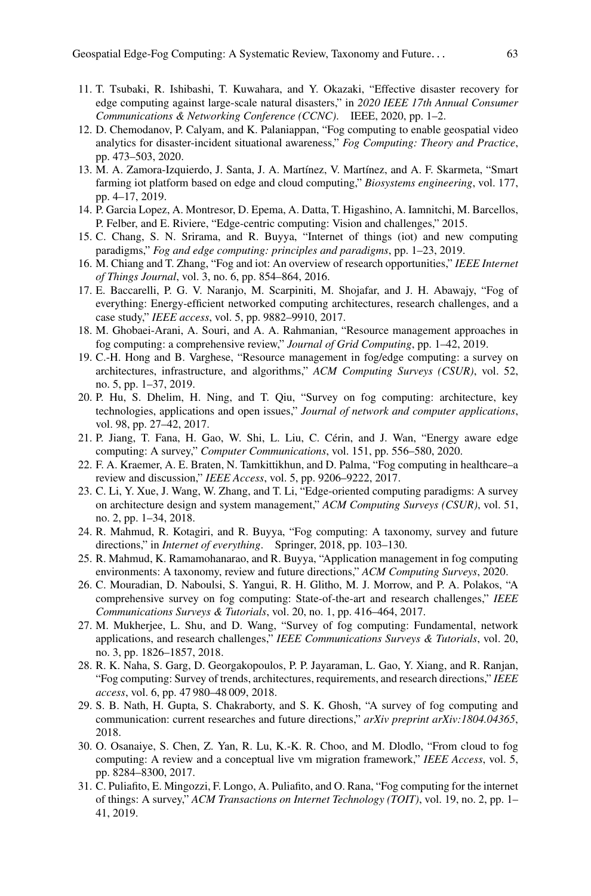11. T. Tsubaki, R. Ishibashi, T. Kuwahara, and Y. Okazaki, "Effective disaster recovery for edge computing against large-scale natural disasters," in *2020 IEEE 17th Annual Consumer Communications & Networking Conference (CCNC)*. IEEE, 2020, pp. 1–2.
12. D. Chemodanov, P. Calyam, and K. Palaniappan, "Fog computing to enable geospatial video analytics for disaster-incident situational awareness," *Fog Computing: Theory and Practice*, pp. 473–503, 2020.
13. M. A. Zamora-Izquierdo, J. Santa, J. A. Martínez, V. Martínez, and A. F. Skarmeta, "Smart farming iot platform based on edge and cloud computing," *Biosystems engineering*, vol. 177, pp. 4–17, 2019.
14. P. Garcia Lopez, A. Montresor, D. Epema, A. Datta, T. Higashino, A. Iamnitchi, M. Barcellos, P. Felber, and E. Riviere, "Edge-centric computing: Vision and challenges," 2015.
15. C. Chang, S. N. Srirama, and R. Buyya, "Internet of things (iot) and new computing paradigms," *Fog and edge computing: principles and paradigms*, pp. 1–23, 2019.
16. M. Chiang and T. Zhang, "Fog and iot: An overview of research opportunities," *IEEE Internet of Things Journal*, vol. 3, no. 6, pp. 854–864, 2016.
17. E. Baccarelli, P. G. V. Naranjo, M. Scarpiniti, M. Shojafar, and J. H. Abawajy, "Fog of everything: Energy-efficient networked computing architectures, research challenges, and a case study," *IEEE access*, vol. 5, pp. 9882–9910, 2017.
18. M. Ghobaei-Arani, A. Souri, and A. A. Rahmanian, "Resource management approaches in fog computing: a comprehensive review," *Journal of Grid Computing*, pp. 1–42, 2019.
19. C.-H. Hong and B. Varghese, "Resource management in fog/edge computing: a survey on architectures, infrastructure, and algorithms," *ACM Computing Surveys (CSUR)*, vol. 52, no. 5, pp. 1–37, 2019.
20. P. Hu, S. Dhelim, H. Ning, and T. Qiu, "Survey on fog computing: architecture, key technologies, applications and open issues," *Journal of network and computer applications*, vol. 98, pp. 27–42, 2017.
21. P. Jiang, T. Fana, H. Gao, W. Shi, L. Liu, C. Cérin, and J. Wan, "Energy aware edge computing: A survey," *Computer Communications*, vol. 151, pp. 556–580, 2020.
22. F. A. Kraemer, A. E. Braten, N. Tamkittikhun, and D. Palma, "Fog computing in healthcare–a review and discussion," *IEEE Access*, vol. 5, pp. 9206–9222, 2017.
23. C. Li, Y. Xue, J. Wang, W. Zhang, and T. Li, "Edge-oriented computing paradigms: A survey on architecture design and system management," *ACM Computing Surveys (CSUR)*, vol. 51, no. 2, pp. 1–34, 2018.
24. R. Mahmud, R. Kotagiri, and R. Buyya, "Fog computing: A taxonomy, survey and future directions," in *Internet of everything*. Springer, 2018, pp. 103–130.
25. R. Mahmud, K. Ramamohanarao, and R. Buyya, "Application management in fog computing environments: A taxonomy, review and future directions," *ACM Computing Surveys*, 2020.
26. C. Mouradian, D. Naboulsi, S. Yangui, R. H. Glitho, M. J. Morrow, and P. A. Polakos, "A comprehensive survey on fog computing: State-of-the-art and research challenges," *IEEE Communications Surveys & Tutorials*, vol. 20, no. 1, pp. 416–464, 2017.
27. M. Mukherjee, L. Shu, and D. Wang, "Survey of fog computing: Fundamental, network applications, and research challenges," *IEEE Communications Surveys & Tutorials*, vol. 20, no. 3, pp. 1826–1857, 2018.
28. R. K. Naha, S. Garg, D. Georgakopoulos, P. P. Jayaraman, L. Gao, Y. Xiang, and R. Ranjan, "Fog computing: Survey of trends, architectures, requirements, and research directions," *IEEE access*, vol. 6, pp. 47 980–48 009, 2018.
29. S. B. Nath, H. Gupta, S. Chakraborty, and S. K. Ghosh, "A survey of fog computing and communication: current researches and future directions," *arXiv preprint arXiv:1804.04365*, 2018.
30. O. Osanaiye, S. Chen, Z. Yan, R. Lu, K.-K. R. Choo, and M. Dlodlo, "From cloud to fog computing: A review and a conceptual live vm migration framework," *IEEE Access*, vol. 5, pp. 8284–8300, 2017.
31. C. Puliafito, E. Mingozzi, F. Longo, A. Puliafito, and O. Rana, "Fog computing for the internet of things: A survey," *ACM Transactions on Internet Technology (TOIT)*, vol. 19, no. 2, pp. 1–41, 2019.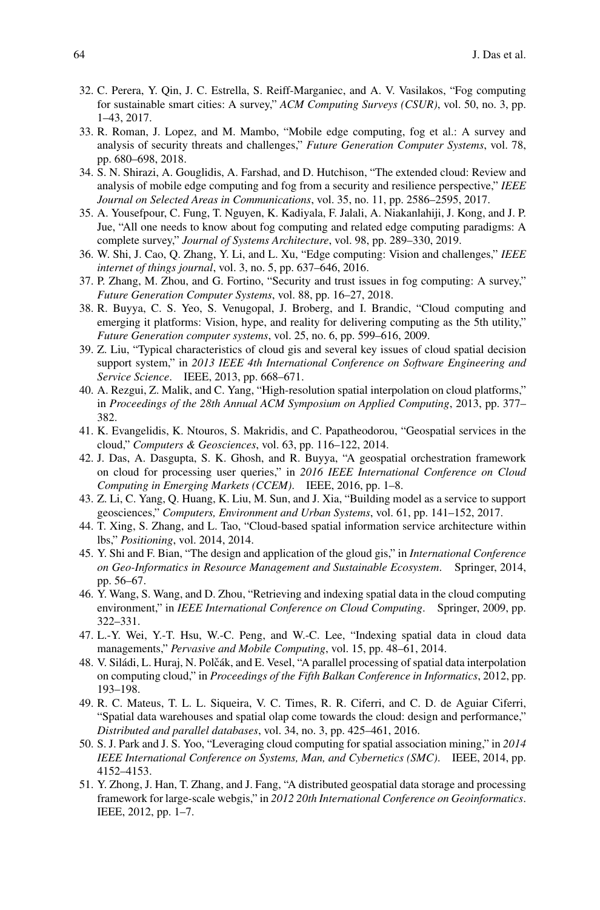32. C. Perera, Y. Qin, J. C. Estrella, S. Reiff-Marganiec, and A. V. Vasilakos, "Fog computing for sustainable smart cities: A survey," *ACM Computing Surveys (CSUR)*, vol. 50, no. 3, pp. 1–43, 2017.
33. R. Roman, J. Lopez, and M. Mambo, "Mobile edge computing, fog et al.: A survey and analysis of security threats and challenges," *Future Generation Computer Systems*, vol. 78, pp. 680–698, 2018.
34. S. N. Shirazi, A. Gouglidis, A. Farshad, and D. Hutchison, "The extended cloud: Review and analysis of mobile edge computing and fog from a security and resilience perspective," *IEEE Journal on Selected Areas in Communications*, vol. 35, no. 11, pp. 2586–2595, 2017.
35. A. Yousefpour, C. Fung, T. Nguyen, K. Kadiyala, F. Jalali, A. Niakanlahiji, J. Kong, and J. P. Jue, "All one needs to know about fog computing and related edge computing paradigms: A complete survey," *Journal of Systems Architecture*, vol. 98, pp. 289–330, 2019.
36. W. Shi, J. Cao, Q. Zhang, Y. Li, and L. Xu, "Edge computing: Vision and challenges," *IEEE internet of things journal*, vol. 3, no. 5, pp. 637–646, 2016.
37. P. Zhang, M. Zhou, and G. Fortino, "Security and trust issues in fog computing: A survey," *Future Generation Computer Systems*, vol. 88, pp. 16–27, 2018.
38. R. Buyya, C. S. Yeo, S. Venugopal, J. Broberg, and I. Brandic, "Cloud computing and emerging it platforms: Vision, hype, and reality for delivering computing as the 5th utility," *Future Generation computer systems*, vol. 25, no. 6, pp. 599–616, 2009.
39. Z. Liu, "Typical characteristics of cloud gis and several key issues of cloud spatial decision support system," in *2013 IEEE 4th International Conference on Software Engineering and Service Science*. IEEE, 2013, pp. 668–671.
40. A. Rezgui, Z. Malik, and C. Yang, "High-resolution spatial interpolation on cloud platforms," in *Proceedings of the 28th Annual ACM Symposium on Applied Computing*, 2013, pp. 377–382.
41. K. Evangelidis, K. Ntouros, S. Makridis, and C. Papatheodorou, "Geospatial services in the cloud," *Computers & Geosciences*, vol. 63, pp. 116–122, 2014.
42. J. Das, A. Dasgupta, S. K. Ghosh, and R. Buyya, "A geospatial orchestration framework on cloud for processing user queries," in *2016 IEEE International Conference on Cloud Computing in Emerging Markets (CCEM)*. IEEE, 2016, pp. 1–8.
43. Z. Li, C. Yang, Q. Huang, K. Liu, M. Sun, and J. Xia, "Building model as a service to support geosciences," *Computers, Environment and Urban Systems*, vol. 61, pp. 141–152, 2017.
44. T. Xing, S. Zhang, and L. Tao, "Cloud-based spatial information service architecture within lbs," *Positioning*, vol. 2014, 2014.
45. Y. Shi and F. Bian, "The design and application of the gloud gis," in *International Conference on Geo-Informatics in Resource Management and Sustainable Ecosystem*. Springer, 2014, pp. 56–67.
46. Y. Wang, S. Wang, and D. Zhou, "Retrieving and indexing spatial data in the cloud computing environment," in *IEEE International Conference on Cloud Computing*. Springer, 2009, pp. 322–331.
47. L.-Y. Wei, Y.-T. Hsu, W.-C. Peng, and W.-C. Lee, "Indexing spatial data in cloud data managements," *Pervasive and Mobile Computing*, vol. 15, pp. 48–61, 2014.
48. V. Siládi, L. Huraj, N. Polčák, and E. Vesel, "A parallel processing of spatial data interpolation on computing cloud," in *Proceedings of the Fifth Balkan Conference in Informatics*, 2012, pp. 193–198.
49. R. C. Mateus, T. L. L. Siqueira, V. C. Times, R. R. Ciferri, and C. D. de Aguiar Ciferri, "Spatial data warehouses and spatial olap come towards the cloud: design and performance," *Distributed and parallel databases*, vol. 34, no. 3, pp. 425–461, 2016.
50. S. J. Park and J. S. Yoo, "Leveraging cloud computing for spatial association mining," in *2014 IEEE International Conference on Systems, Man, and Cybernetics (SMC)*. IEEE, 2014, pp. 4152–4153.
51. Y. Zhong, J. Han, T. Zhang, and J. Fang, "A distributed geospatial data storage and processing framework for large-scale webgis," in *2012 20th International Conference on Geoinformatics*. IEEE, 2012, pp. 1–7.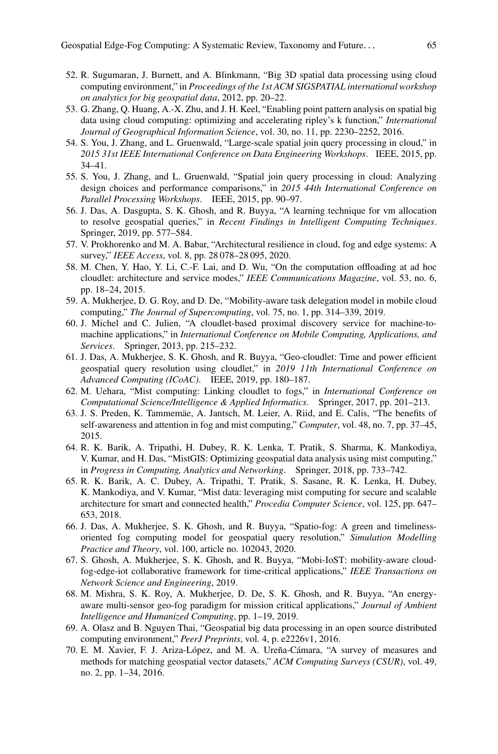52. R. Sugumaran, J. Burnett, and A. Blinkmann, "Big 3D spatial data processing using cloud computing environment," in *Proceedings of the 1st ACM SIGSPATIAL international workshop on analytics for big geospatial data*, 2012, pp. 20–22.
53. G. Zhang, Q. Huang, A.-X. Zhu, and J. H. Keel, "Enabling point pattern analysis on spatial big data using cloud computing: optimizing and accelerating ripley's k function," *International Journal of Geographical Information Science*, vol. 30, no. 11, pp. 2230–2252, 2016.
54. S. You, J. Zhang, and L. Gruenwald, "Large-scale spatial join query processing in cloud," in *2015 31st IEEE International Conference on Data Engineering Workshops*. IEEE, 2015, pp. 34–41.
55. S. You, J. Zhang, and L. Gruenwald, "Spatial join query processing in cloud: Analyzing design choices and performance comparisons," in *2015 44th International Conference on Parallel Processing Workshops*. IEEE, 2015, pp. 90–97.
56. J. Das, A. Dasgupta, S. K. Ghosh, and R. Buyya, "A learning technique for vm allocation to resolve geospatial queries," in *Recent Findings in Intelligent Computing Techniques*. Springer, 2019, pp. 577–584.
57. V. Prokhorenko and M. A. Babar, "Architectural resilience in cloud, fog and edge systems: A survey," *IEEE Access*, vol. 8, pp. 28 078–28 095, 2020.
58. M. Chen, Y. Hao, Y. Li, C.-F. Lai, and D. Wu, "On the computation offloading at ad hoc cloudlet: architecture and service modes," *IEEE Communications Magazine*, vol. 53, no. 6, pp. 18–24, 2015.
59. A. Mukherjee, D. G. Roy, and D. De, "Mobility-aware task delegation model in mobile cloud computing," *The Journal of Supercomputing*, vol. 75, no. 1, pp. 314–339, 2019.
60. J. Michel and C. Julien, "A cloudlet-based proximal discovery service for machine-to-machine applications," in *International Conference on Mobile Computing, Applications, and Services*. Springer, 2013, pp. 215–232.
61. J. Das, A. Mukherjee, S. K. Ghosh, and R. Buyya, "Geo-cloudlet: Time and power efficient geospatial query resolution using cloudlet," in *2019 11th International Conference on Advanced Computing (ICoAC)*. IEEE, 2019, pp. 180–187.
62. M. Uehara, "Mist computing: Linking cloudlet to fogs," in *International Conference on Computational Science/Intelligence & Applied Informatics*. Springer, 2017, pp. 201–213.
63. J. S. Preden, K. Tammemäe, A. Jantsch, M. Leier, A. Riid, and E. Calis, "The benefits of self-awareness and attention in fog and mist computing," *Computer*, vol. 48, no. 7, pp. 37–45, 2015.
64. R. K. Barik, A. Tripathi, H. Dubey, R. K. Lenka, T. Pratik, S. Sharma, K. Mankodiya, V. Kumar, and H. Das, "MistGIS: Optimizing geospatial data analysis using mist computing," in *Progress in Computing, Analytics and Networking*. Springer, 2018, pp. 733–742.
65. R. K. Barik, A. C. Dubey, A. Tripathi, T. Pratik, S. Sasane, R. K. Lenka, H. Dubey, K. Mankodiya, and V. Kumar, "Mist data: leveraging mist computing for secure and scalable architecture for smart and connected health," *Procedia Computer Science*, vol. 125, pp. 647–653, 2018.
66. J. Das, A. Mukherjee, S. K. Ghosh, and R. Buyya, "Spatio-fog: A green and timeliness-oriented fog computing model for geospatial query resolution," *Simulation Modelling Practice and Theory*, vol. 100, article no. 102043, 2020.
67. S. Ghosh, A. Mukherjee, S. K. Ghosh, and R. Buyya, "Mobi-IoST: mobility-aware cloud-fog-edge-iot collaborative framework for time-critical applications," *IEEE Transactions on Network Science and Engineering*, 2019.
68. M. Mishra, S. K. Roy, A. Mukherjee, D. De, S. K. Ghosh, and R. Buyya, "An energy-aware multi-sensor geo-fog paradigm for mission critical applications," *Journal of Ambient Intelligence and Humanized Computing*, pp. 1–19, 2019.
69. A. Olasz and B. Nguyen Thai, "Geospatial big data processing in an open source distributed computing environment," *PeerJ Preprints*, vol. 4, p. e2226v1, 2016.
70. E. M. Xavier, F. J. Ariza-López, and M. A. Ureña-Cámara, "A survey of measures and methods for matching geospatial vector datasets," *ACM Computing Surveys (CSUR)*, vol. 49, no. 2, pp. 1–34, 2016.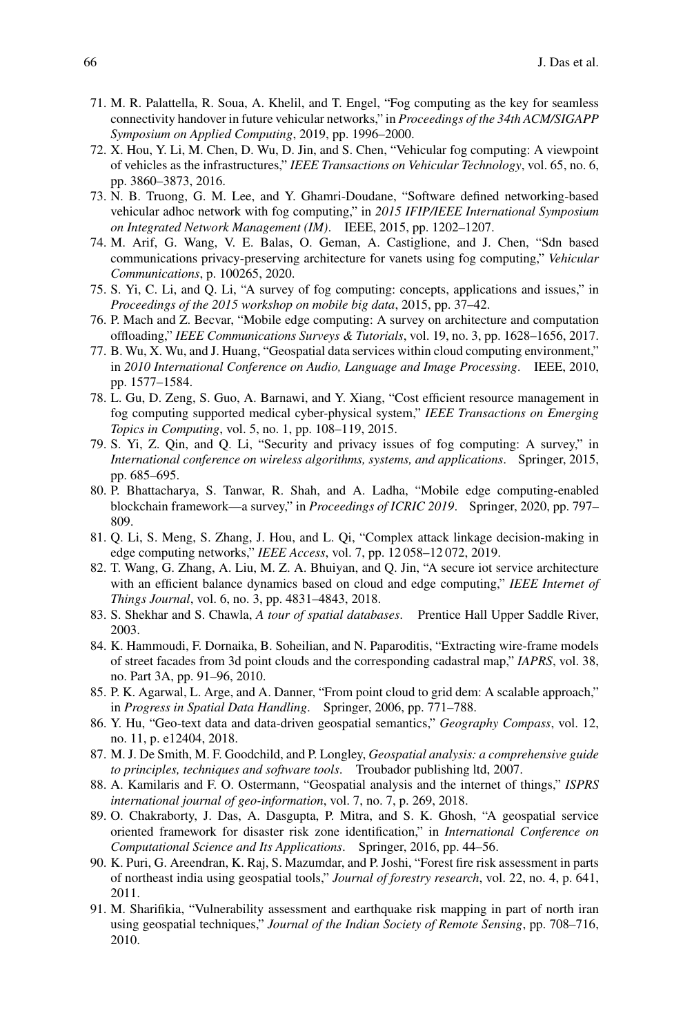71. M. R. Palattella, R. Soua, A. Khelil, and T. Engel, "Fog computing as the key for seamless connectivity handover in future vehicular networks," in *Proceedings of the 34th ACM/SIGAPP Symposium on Applied Computing*, 2019, pp. 1996–2000.
72. X. Hou, Y. Li, M. Chen, D. Wu, D. Jin, and S. Chen, "Vehicular fog computing: A viewpoint of vehicles as the infrastructures," *IEEE Transactions on Vehicular Technology*, vol. 65, no. 6, pp. 3860–3873, 2016.
73. N. B. Truong, G. M. Lee, and Y. Ghamri-Doudane, "Software defined networking-based vehicular adhoc network with fog computing," in *2015 IFIP/IEEE International Symposium on Integrated Network Management (IM)*. IEEE, 2015, pp. 1202–1207.
74. M. Arif, G. Wang, V. E. Balas, O. Geman, A. Castiglione, and J. Chen, "Sdn based communications privacy-preserving architecture for vanets using fog computing," *Vehicular Communications*, p. 100265, 2020.
75. S. Yi, C. Li, and Q. Li, "A survey of fog computing: concepts, applications and issues," in *Proceedings of the 2015 workshop on mobile big data*, 2015, pp. 37–42.
76. P. Mach and Z. Becvar, "Mobile edge computing: A survey on architecture and computation offloading," *IEEE Communications Surveys & Tutorials*, vol. 19, no. 3, pp. 1628–1656, 2017.
77. B. Wu, X. Wu, and J. Huang, "Geospatial data services within cloud computing environment," in *2010 International Conference on Audio, Language and Image Processing*. IEEE, 2010, pp. 1577–1584.
78. L. Gu, D. Zeng, S. Guo, A. Barnawi, and Y. Xiang, "Cost efficient resource management in fog computing supported medical cyber-physical system," *IEEE Transactions on Emerging Topics in Computing*, vol. 5, no. 1, pp. 108–119, 2015.
79. S. Yi, Z. Qin, and Q. Li, "Security and privacy issues of fog computing: A survey," in *International conference on wireless algorithms, systems, and applications*. Springer, 2015, pp. 685–695.
80. P. Bhattacharya, S. Tanwar, R. Shah, and A. Ladha, "Mobile edge computing-enabled blockchain framework—a survey," in *Proceedings of ICRIC 2019*. Springer, 2020, pp. 797–809.
81. Q. Li, S. Meng, S. Zhang, J. Hou, and L. Qi, "Complex attack linkage decision-making in edge computing networks," *IEEE Access*, vol. 7, pp. 12 058–12 072, 2019.
82. T. Wang, G. Zhang, A. Liu, M. Z. A. Bhuiyan, and Q. Jin, "A secure iot service architecture with an efficient balance dynamics based on cloud and edge computing," *IEEE Internet of Things Journal*, vol. 6, no. 3, pp. 4831–4843, 2018.
83. S. Shekhar and S. Chawla, *A tour of spatial databases*. Prentice Hall Upper Saddle River, 2003.
84. K. Hammoudi, F. Dornaika, B. Soheilian, and N. Paparoditis, "Extracting wire-frame models of street facades from 3d point clouds and the corresponding cadastral map," *IAPRS*, vol. 38, no. Part 3A, pp. 91–96, 2010.
85. P. K. Agarwal, L. Arge, and A. Danner, "From point cloud to grid dem: A scalable approach," in *Progress in Spatial Data Handling*. Springer, 2006, pp. 771–788.
86. Y. Hu, "Geo-text data and data-driven geospatial semantics," *Geography Compass*, vol. 12, no. 11, p. e12404, 2018.
87. M. J. De Smith, M. F. Goodchild, and P. Longley, *Geospatial analysis: a comprehensive guide to principles, techniques and software tools*. Troubador publishing ltd, 2007.
88. A. Kamilaris and F. O. Ostermann, "Geospatial analysis and the internet of things," *ISPRS international journal of geo-information*, vol. 7, no. 7, p. 269, 2018.
89. O. Chakraborty, J. Das, A. Dasgupta, P. Mitra, and S. K. Ghosh, "A geospatial service oriented framework for disaster risk zone identification," in *International Conference on Computational Science and Its Applications*. Springer, 2016, pp. 44–56.
90. K. Puri, G. Areendran, K. Raj, S. Mazumdar, and P. Joshi, "Forest fire risk assessment in parts of northeast india using geospatial tools," *Journal of forestry research*, vol. 22, no. 4, p. 641, 2011.
91. M. Sharifikia, "Vulnerability assessment and earthquake risk mapping in part of north iran using geospatial techniques," *Journal of the Indian Society of Remote Sensing*, pp. 708–716, 2010.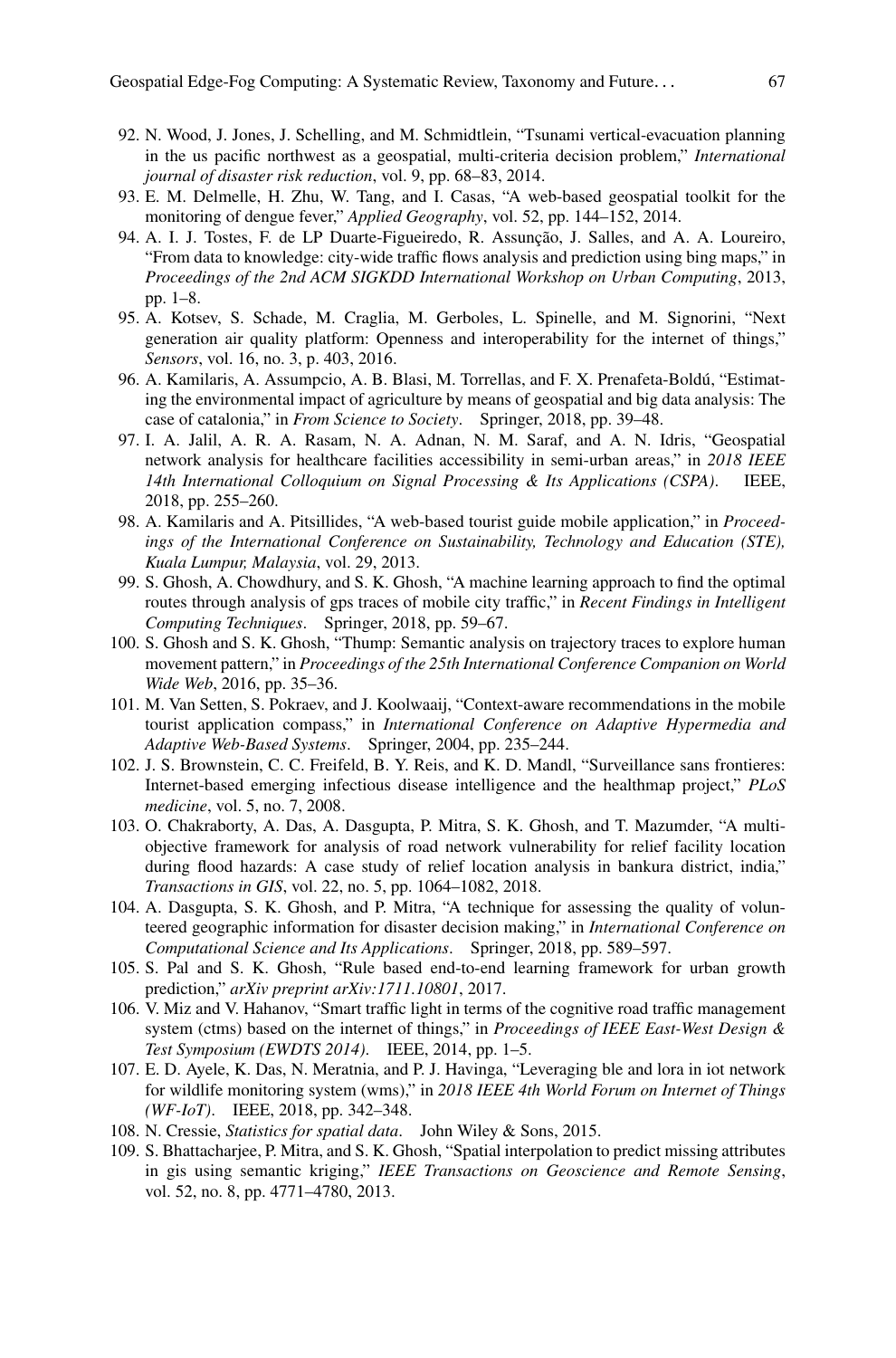92. N. Wood, J. Jones, J. Schelling, and M. Schmidtlein, "Tsunami vertical-evacuation planning in the us pacific northwest as a geospatial, multi-criteria decision problem," *International journal of disaster risk reduction*, vol. 9, pp. 68–83, 2014.
93. E. M. Delmelle, H. Zhu, W. Tang, and I. Casas, "A web-based geospatial toolkit for the monitoring of dengue fever," *Applied Geography*, vol. 52, pp. 144–152, 2014.
94. A. I. J. Tostes, F. de LP Duarte-Figueiredo, R. Assunção, J. Salles, and A. A. Loureiro, "From data to knowledge: city-wide traffic flows analysis and prediction using bing maps," in *Proceedings of the 2nd ACM SIGKDD International Workshop on Urban Computing*, 2013, pp. 1–8.
95. A. Kotsev, S. Schade, M. Craglia, M. Gerboles, L. Spinelle, and M. Signorini, "Next generation air quality platform: Openness and interoperability for the internet of things," *Sensors*, vol. 16, no. 3, p. 403, 2016.
96. A. Kamilaris, A. Assumpcio, A. B. Blasi, M. Torrellas, and F. X. Prenafeta-Boldú, "Estimating the environmental impact of agriculture by means of geospatial and big data analysis: The case of catalonia," in *From Science to Society*. Springer, 2018, pp. 39–48.
97. I. A. Jalil, A. R. A. Rasam, N. A. Adnan, N. M. Saraf, and A. N. Idris, "Geospatial network analysis for healthcare facilities accessibility in semi-urban areas," in *2018 IEEE 14th International Colloquium on Signal Processing & Its Applications (CSPA)*. IEEE, 2018, pp. 255–260.
98. A. Kamilaris and A. Pitsillides, "A web-based tourist guide mobile application," in *Proceedings of the International Conference on Sustainability, Technology and Education (STE), Kuala Lumpur, Malaysia*, vol. 29, 2013.
99. S. Ghosh, A. Chowdhury, and S. K. Ghosh, "A machine learning approach to find the optimal routes through analysis of gps traces of mobile city traffic," in *Recent Findings in Intelligent Computing Techniques*. Springer, 2018, pp. 59–67.
100. S. Ghosh and S. K. Ghosh, "Thump: Semantic analysis on trajectory traces to explore human movement pattern," in *Proceedings of the 25th International Conference Companion on World Wide Web*, 2016, pp. 35–36.
101. M. Van Setten, S. Pokraev, and J. Koolwaaij, "Context-aware recommendations in the mobile tourist application compass," in *International Conference on Adaptive Hypermedia and Adaptive Web-Based Systems*. Springer, 2004, pp. 235–244.
102. J. S. Brownstein, C. C. Freifeld, B. Y. Reis, and K. D. Mandl, "Surveillance sans frontieres: Internet-based emerging infectious disease intelligence and the healthmap project," *PLoS medicine*, vol. 5, no. 7, 2008.
103. O. Chakraborty, A. Das, A. Dasgupta, P. Mitra, S. K. Ghosh, and T. Mazumder, "A multi-objective framework for analysis of road network vulnerability for relief facility location during flood hazards: A case study of relief location analysis in bankura district, india," *Transactions in GIS*, vol. 22, no. 5, pp. 1064–1082, 2018.
104. A. Dasgupta, S. K. Ghosh, and P. Mitra, "A technique for assessing the quality of volunteered geographic information for disaster decision making," in *International Conference on Computational Science and Its Applications*. Springer, 2018, pp. 589–597.
105. S. Pal and S. K. Ghosh, "Rule based end-to-end learning framework for urban growth prediction," *arXiv preprint arXiv:1711.10801*, 2017.
106. V. Miz and V. Hahanov, "Smart traffic light in terms of the cognitive road traffic management system (ctms) based on the internet of things," in *Proceedings of IEEE East-West Design & Test Symposium (EWDTS 2014)*. IEEE, 2014, pp. 1–5.
107. E. D. Ayele, K. Das, N. Meratnia, and P. J. Havinga, "Leveraging ble and lora in iot network for wildlife monitoring system (wms)," in *2018 IEEE 4th World Forum on Internet of Things (WF-IoT)*. IEEE, 2018, pp. 342–348.
108. N. Cressie, *Statistics for spatial data*. John Wiley & Sons, 2015.
109. S. Bhattacharjee, P. Mitra, and S. K. Ghosh, "Spatial interpolation to predict missing attributes in gis using semantic kriging," *IEEE Transactions on Geoscience and Remote Sensing*, vol. 52, no. 8, pp. 4771–4780, 2013.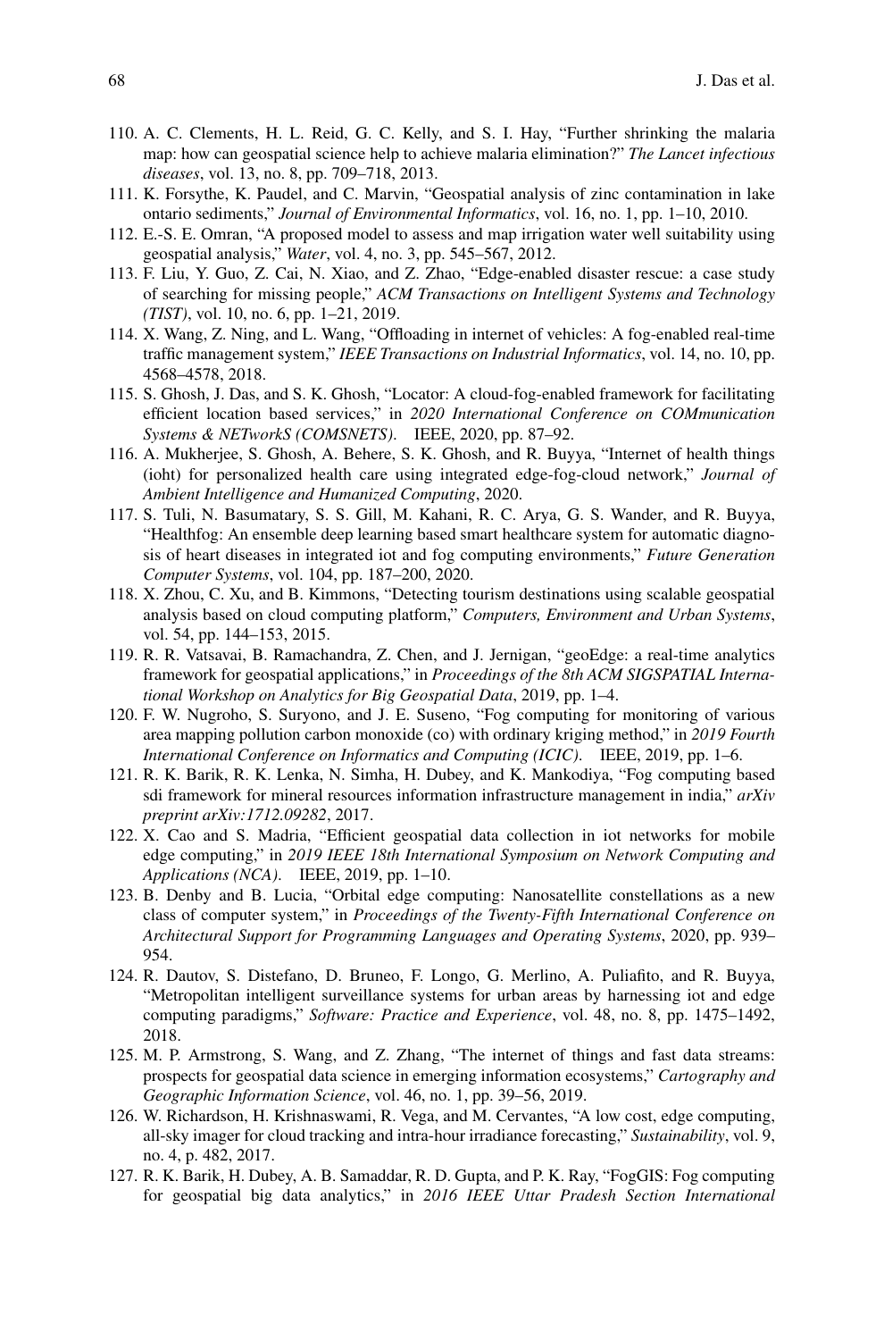110. A. C. Clements, H. L. Reid, G. C. Kelly, and S. I. Hay, "Further shrinking the malaria map: how can geospatial science help to achieve malaria elimination?" *The Lancet infectious diseases*, vol. 13, no. 8, pp. 709–718, 2013.
111. K. Forsythe, K. Paudel, and C. Marvin, "Geospatial analysis of zinc contamination in lake ontario sediments," *Journal of Environmental Informatics*, vol. 16, no. 1, pp. 1–10, 2010.
112. E.-S. E. Omran, "A proposed model to assess and map irrigation water well suitability using geospatial analysis," *Water*, vol. 4, no. 3, pp. 545–567, 2012.
113. F. Liu, Y. Guo, Z. Cai, N. Xiao, and Z. Zhao, "Edge-enabled disaster rescue: a case study of searching for missing people," *ACM Transactions on Intelligent Systems and Technology (TIST)*, vol. 10, no. 6, pp. 1–21, 2019.
114. X. Wang, Z. Ning, and L. Wang, "Offloading in internet of vehicles: A fog-enabled real-time traffic management system," *IEEE Transactions on Industrial Informatics*, vol. 14, no. 10, pp. 4568–4578, 2018.
115. S. Ghosh, J. Das, and S. K. Ghosh, "Locator: A cloud-fog-enabled framework for facilitating efficient location based services," in *2020 International Conference on COMmunication Systems & NETworkS (COMSNETS)*. IEEE, 2020, pp. 87–92.
116. A. Mukherjee, S. Ghosh, A. Behere, S. K. Ghosh, and R. Buyya, "Internet of health things (ioht) for personalized health care using integrated edge-fog-cloud network," *Journal of Ambient Intelligence and Humanized Computing*, 2020.
117. S. Tuli, N. Basumatary, S. S. Gill, M. Kahani, R. C. Arya, G. S. Wander, and R. Buyya, "Healthfog: An ensemble deep learning based smart healthcare system for automatic diagnosis of heart diseases in integrated iot and fog computing environments," *Future Generation Computer Systems*, vol. 104, pp. 187–200, 2020.
118. X. Zhou, C. Xu, and B. Kimmons, "Detecting tourism destinations using scalable geospatial analysis based on cloud computing platform," *Computers, Environment and Urban Systems*, vol. 54, pp. 144–153, 2015.
119. R. R. Vatsavai, B. Ramachandra, Z. Chen, and J. Jernigan, "geoEdge: a real-time analytics framework for geospatial applications," in *Proceedings of the 8th ACM SIGSPATIAL International Workshop on Analytics for Big Geospatial Data*, 2019, pp. 1–4.
120. F. W. Nugroho, S. Suryono, and J. E. Suseno, "Fog computing for monitoring of various area mapping pollution carbon monoxide (co) with ordinary kriging method," in *2019 Fourth International Conference on Informatics and Computing (ICIC)*. IEEE, 2019, pp. 1–6.
121. R. K. Barik, R. K. Lenka, N. Simha, H. Dubey, and K. Mankodiya, "Fog computing based sdi framework for mineral resources information infrastructure management in india," *arXiv preprint arXiv:1712.09282*, 2017.
122. X. Cao and S. Madria, "Efficient geospatial data collection in iot networks for mobile edge computing," in *2019 IEEE 18th International Symposium on Network Computing and Applications (NCA)*. IEEE, 2019, pp. 1–10.
123. B. Denby and B. Lucia, "Orbital edge computing: Nanosatellite constellations as a new class of computer system," in *Proceedings of the Twenty-Fifth International Conference on Architectural Support for Programming Languages and Operating Systems*, 2020, pp. 939–954.
124. R. Dautov, S. Distefano, D. Bruneo, F. Longo, G. Merlino, A. Puliafito, and R. Buyya, "Metropolitan intelligent surveillance systems for urban areas by harnessing iot and edge computing paradigms," *Software: Practice and Experience*, vol. 48, no. 8, pp. 1475–1492, 2018.
125. M. P. Armstrong, S. Wang, and Z. Zhang, "The internet of things and fast data streams: prospects for geospatial data science in emerging information ecosystems," *Cartography and Geographic Information Science*, vol. 46, no. 1, pp. 39–56, 2019.
126. W. Richardson, H. Krishnaswami, R. Vega, and M. Cervantes, "A low cost, edge computing, all-sky imager for cloud tracking and intra-hour irradiance forecasting," *Sustainability*, vol. 9, no. 4, p. 482, 2017.
127. R. K. Barik, H. Dubey, A. B. Samaddar, R. D. Gupta, and P. K. Ray, "FogGIS: Fog computing for geospatial big data analytics," in *2016 IEEE Uttar Pradesh Section International*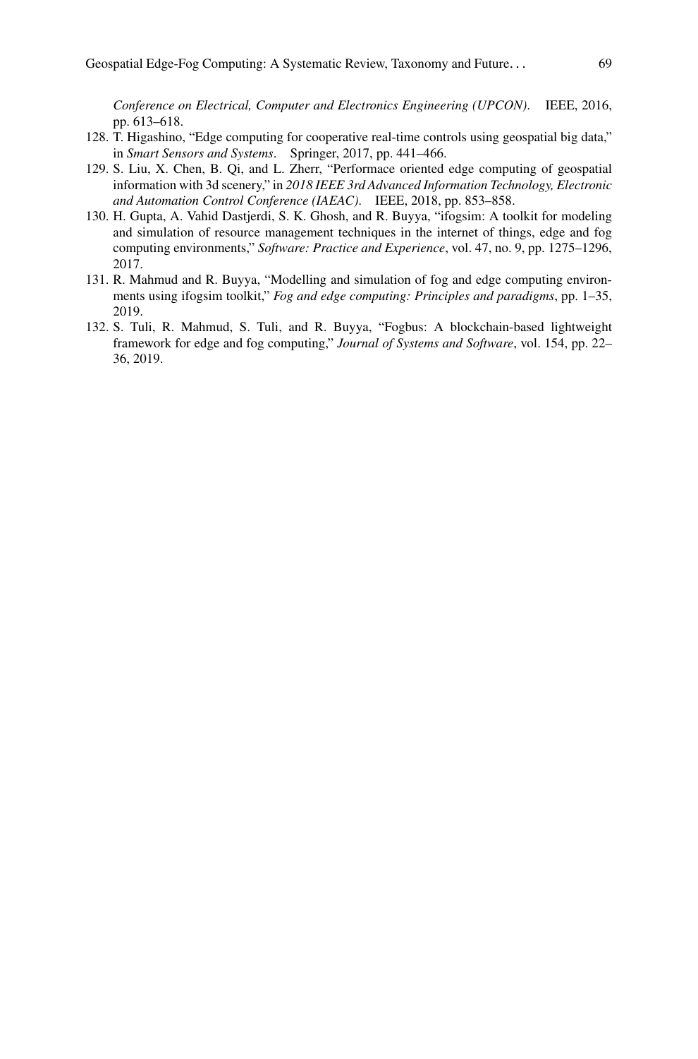*Conference on Electrical, Computer and Electronics Engineering (UPCON)*. IEEE, 2016, pp. 613–618.

128. T. Higashino, "Edge computing for cooperative real-time controls using geospatial big data," in *Smart Sensors and Systems*. Springer, 2017, pp. 441–466.
129. S. Liu, X. Chen, B. Qi, and L. Zherr, "Performace oriented edge computing of geospatial information with 3d scenery," in *2018 IEEE 3rd Advanced Information Technology, Electronic and Automation Control Conference (IAEAC)*. IEEE, 2018, pp. 853–858.
130. H. Gupta, A. Vahid Dastjerdi, S. K. Ghosh, and R. Buyya, "ifogsim: A toolkit for modeling and simulation of resource management techniques in the internet of things, edge and fog computing environments," *Software: Practice and Experience*, vol. 47, no. 9, pp. 1275–1296, 2017.
131. R. Mahmud and R. Buyya, "Modelling and simulation of fog and edge computing environments using ifogsim toolkit," *Fog and edge computing: Principles and paradigms*, pp. 1–35, 2019.
132. S. Tuli, R. Mahmud, S. Tuli, and R. Buyya, "Fogbus: A blockchain-based lightweight framework for edge and fog computing," *Journal of Systems and Software*, vol. 154, pp. 22–36, 2019.